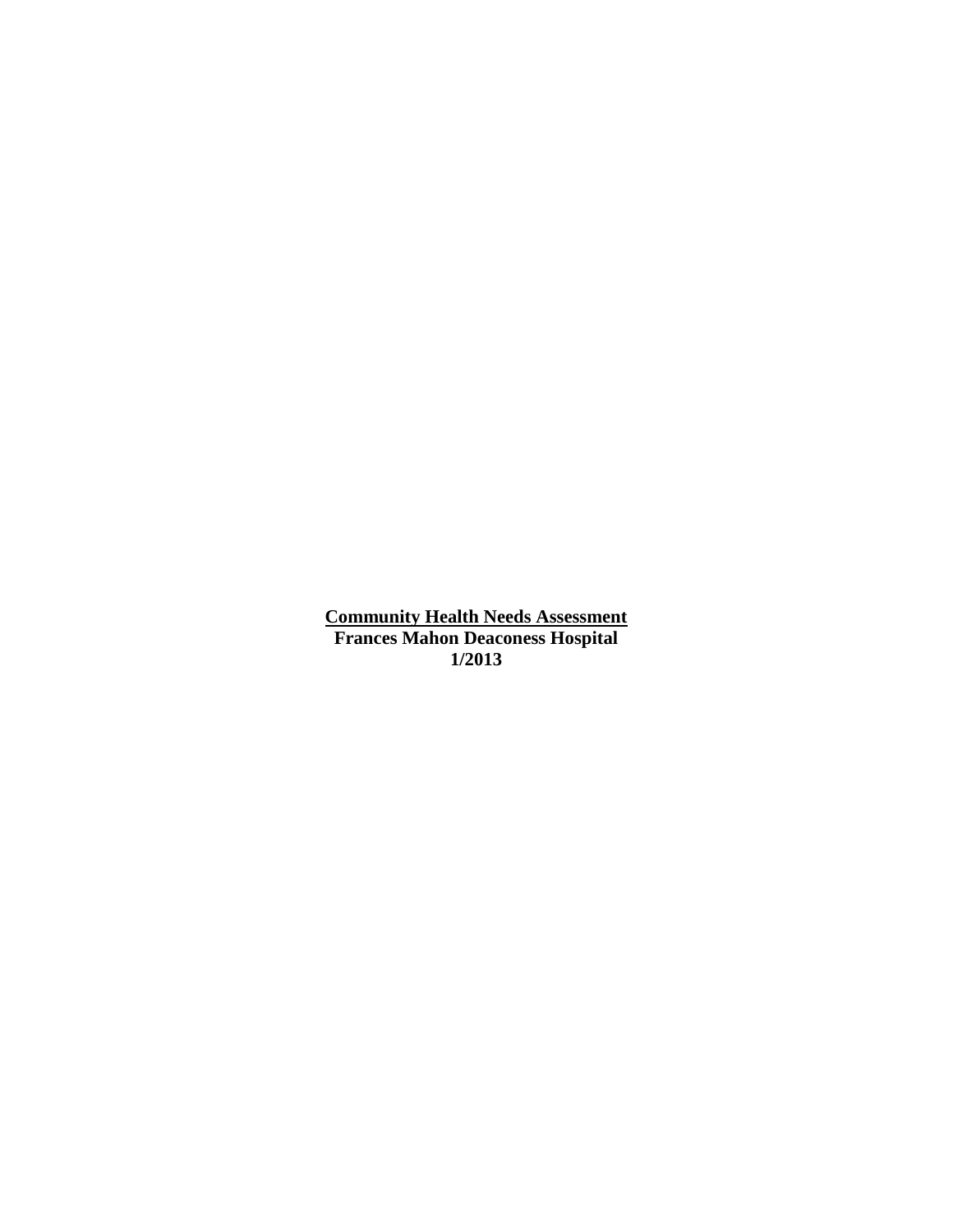# Community Health Needs Assessment

**Frances Mahon Deaconess Hospital**

**1/2013**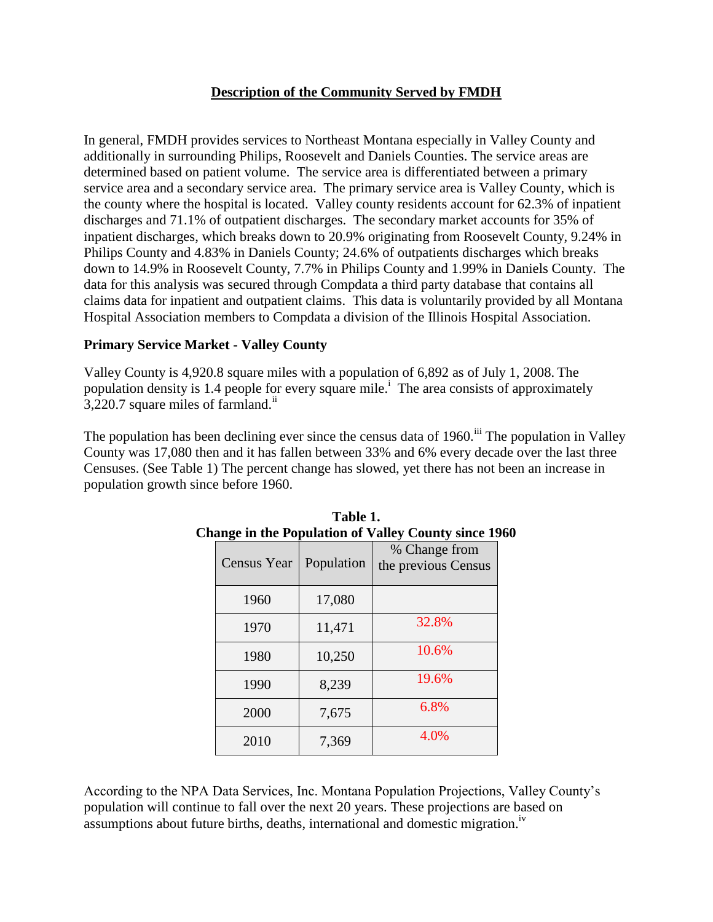## Description of the Community Served by FMDH

In general, FMDH provides services to Northeast Montana especially in Valley County and additionally in surrounding Philips, Roosevelt and Daniels Counties. The service areas are determined based on patient volume. The service area is differentiated between a primary service area and a secondary service area. The primary service area is Valley County, which is the county where the hospital is located. Valley county residents account for 62.3% of inpatient discharges and 71.1% of outpatient discharges. The secondary market accounts for 35% of inpatient discharges, which breaks down to 20.9% originating from Roosevelt County, 9.24% in Philips County and 4.83% in Daniels County; 24.6% of outpatients discharges which breaks down to 14.9% in Roosevelt County, 7.7% in Philips County and 1.99% in Daniels County. The data for this analysis was secured through Compdata a third party database that contains all claims data for inpatient and outpatient claims. This data is voluntarily provided by all Montana Hospital Association members to Compdata a division of the Illinois Hospital Association.

### Primary Service Market - Valley County

Valley County is 4,920.8 square miles with a population of 6,892 as of July 1, 2008. The population density is 1.4 people for every square mile.[i] The area consists of approximately 3,220.7 square miles of farmland.[ii]

The population has been declining ever since the census data of 1960.[iii] The population in Valley County was 17,080 then and it has fallen between 33% and 6% every decade over the last three Censuses. (See Table 1) The percent change has slowed, yet there has not been an increase in population growth since before 1960.

**Table 1.**
**Change in the Population of Valley County since 1960**

| Census Year | Population | % Change from the previous Census |
|---|---|---|
| 1960 | 17,080 | |
| 1970 | 11,471 | 32.8% |
| 1980 | 10,250 | 10.6% |
| 1990 | 8,239 | 19.6% |
| 2000 | 7,675 | 6.8% |
| 2010 | 7,369 | 4.0% |

According to the NPA Data Services, Inc. Montana Population Projections, Valley County's population will continue to fall over the next 20 years. These projections are based on assumptions about future births, deaths, international and domestic migration.[iv]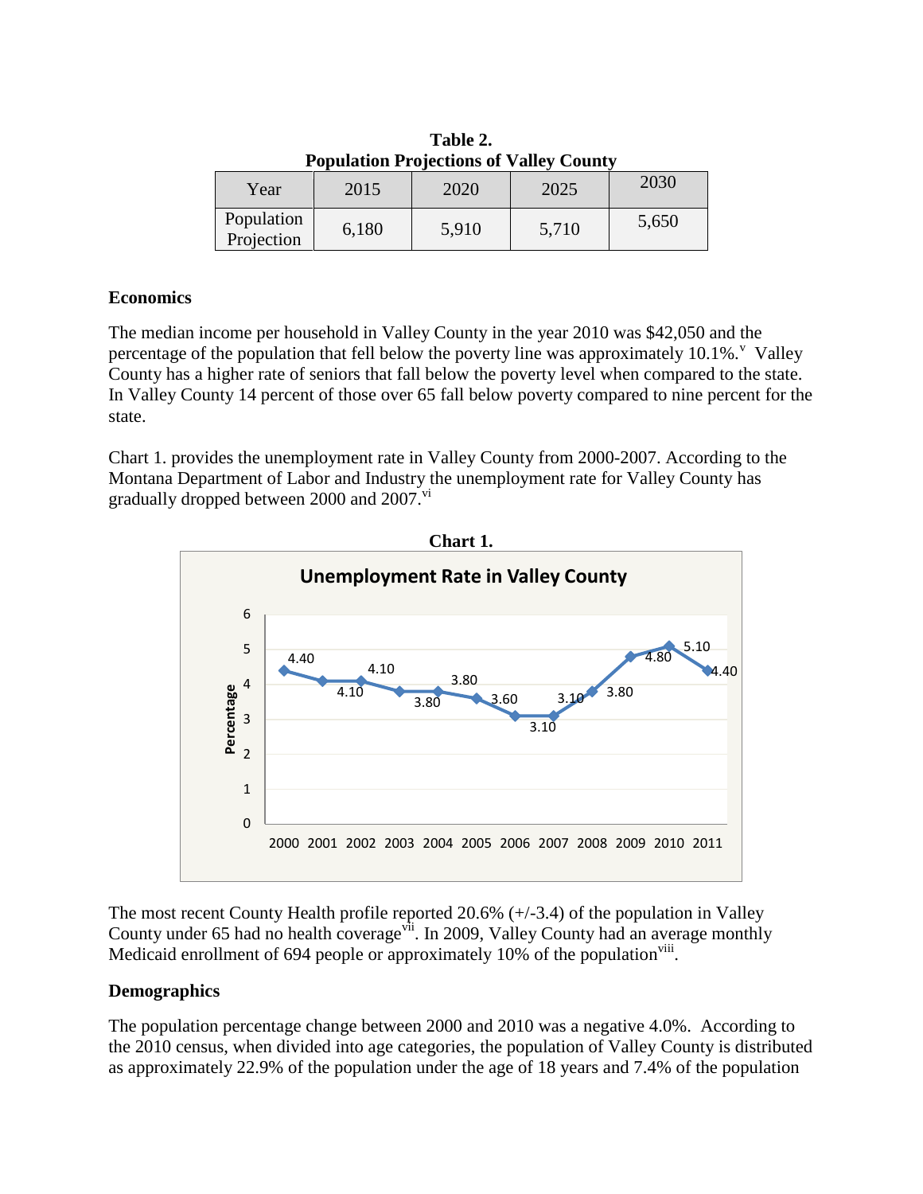**Table 2.**
**Population Projections of Valley County**

| Year | 2015 | 2020 | 2025 | 2030 |
|---|---|---|---|---|
| Population Projection | 6,180 | 5,910 | 5,710 | 5,650 |

## Economics

The median income per household in Valley County in the year 2010 was $42,050 and the percentage of the population that fell below the poverty line was approximately 10.1%.[v] Valley County has a higher rate of seniors that fall below the poverty level when compared to the state. In Valley County 14 percent of those over 65 fall below poverty compared to nine percent for the state.

Chart 1. provides the unemployment rate in Valley County from 2000-2007. According to the Montana Department of Labor and Industry the unemployment rate for Valley County has gradually dropped between 2000 and 2007.[vi]

**Chart 1.**

**Unemployment Rate in Valley County**

| Year | Percentage |
|---|---|
| 2000 | 4.40 |
| 2001 | 4.10 |
| 2002 | 4.10 |
| 2003 | 3.80 |
| 2004 | 3.80 |
| 2005 | 3.60 |
| 2006 | 3.10 |
| 2007 | 3.10 |
| 2008 | 3.80 |
| 2009 | 4.80 |
| 2010 | 5.10 |
| 2011 | 4.40 |

The most recent County Health profile reported 20.6% (+/-3.4) of the population in Valley County under 65 had no health coverage[vii]. In 2009, Valley County had an average monthly Medicaid enrollment of 694 people or approximately 10% of the population[viii].

## Demographics

The population percentage change between 2000 and 2010 was a negative 4.0%. According to the 2010 census, when divided into age categories, the population of Valley County is distributed as approximately 22.9% of the population under the age of 18 years and 7.4% of the population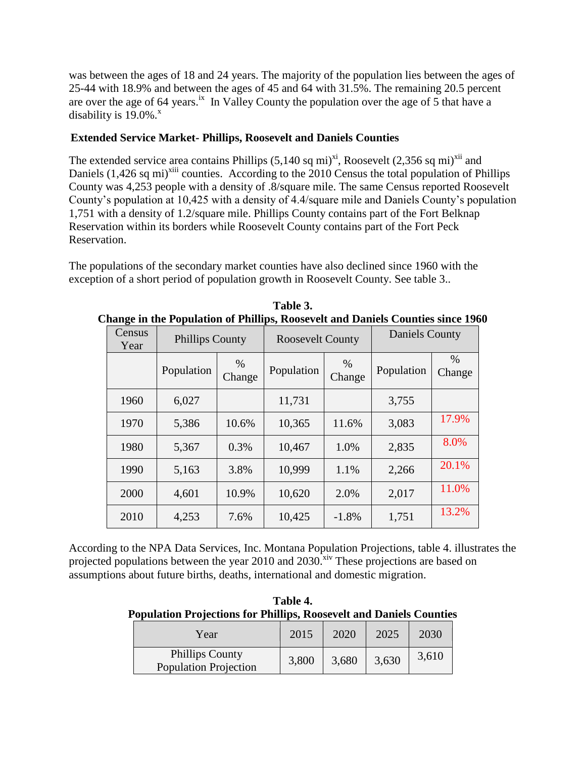was between the ages of 18 and 24 years. The majority of the population lies between the ages of 25-44 with 18.9% and between the ages of 45 and 64 with 31.5%. The remaining 20.5 percent are over the age of 64 years.[ix] In Valley County the population over the age of 5 that have a disability is 19.0%.[x]

**Extended Service Market- Phillips, Roosevelt and Daniels Counties**

The extended service area contains Phillips (5,140 sq mi)[xi], Roosevelt (2,356 sq mi)[xii] and Daniels (1,426 sq mi)[xiii] counties. According to the 2010 Census the total population of Phillips County was 4,253 people with a density of .8/square mile. The same Census reported Roosevelt County's population at 10,425 with a density of 4.4/square mile and Daniels County's population 1,751 with a density of 1.2/square mile. Phillips County contains part of the Fort Belknap Reservation within its borders while Roosevelt County contains part of the Fort Peck Reservation.

The populations of the secondary market counties have also declined since 1960 with the exception of a short period of population growth in Roosevelt County. See table 3..

**Table 3.**
**Change in the Population of Phillips, Roosevelt and Daniels Counties since 1960**

| Census Year | Phillips County | | Roosevelt County | | Daniels County | |
|---|---|---|---|---|---|---|
| | Population | % Change | Population | % Change | Population | % Change |
| 1960 | 6,027 | | 11,731 | | 3,755 | |
| 1970 | 5,386 | 10.6% | 10,365 | 11.6% | 3,083 | 17.9% |
| 1980 | 5,367 | 0.3% | 10,467 | 1.0% | 2,835 | 8.0% |
| 1990 | 5,163 | 3.8% | 10,999 | 1.1% | 2,266 | 20.1% |
| 2000 | 4,601 | 10.9% | 10,620 | 2.0% | 2,017 | 11.0% |
| 2010 | 4,253 | 7.6% | 10,425 | -1.8% | 1,751 | 13.2% |

According to the NPA Data Services, Inc. Montana Population Projections, table 4. illustrates the projected populations between the year 2010 and 2030.[xiv] These projections are based on assumptions about future births, deaths, international and domestic migration.

**Table 4.**
**Population Projections for Phillips, Roosevelt and Daniels Counties**

| Year | 2015 | 2020 | 2025 | 2030 |
|---|---|---|---|---|
| Phillips County Population Projection | 3,800 | 3,680 | 3,630 | 3,610 |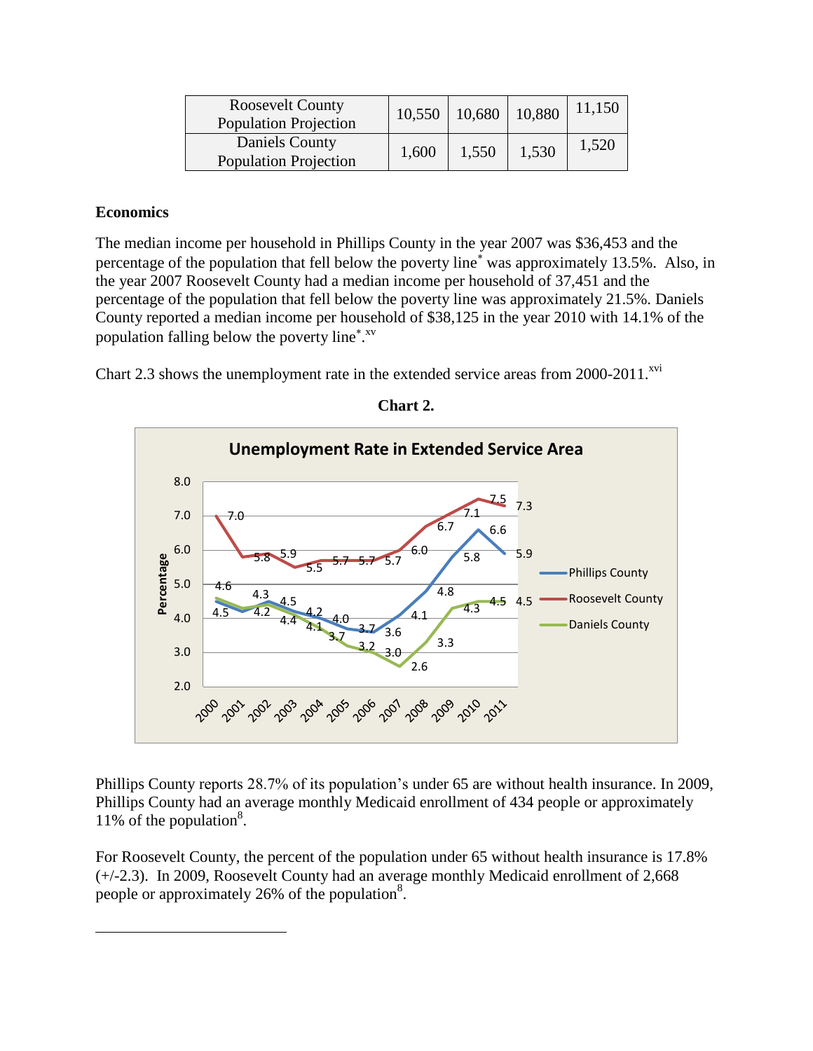| Roosevelt County Population Projection | 10,550 | 10,680 | 10,880 | 11,150 |
|---|---|---|---|---|
| Daniels County Population Projection | 1,600 | 1,550 | 1,530 | 1,520 |

**Economics**

The median income per household in Phillips County in the year 2007 was $36,453 and the percentage of the population that fell below the poverty line* was approximately 13.5%. Also, in the year 2007 Roosevelt County had a median income per household of 37,451 and the percentage of the population that fell below the poverty line was approximately 21.5%. Daniels County reported a median income per household of $38,125 in the year 2010 with 14.1% of the population falling below the poverty line*.[xv]

Chart 2.3 shows the unemployment rate in the extended service areas from 2000-2011.[xvi]

**Chart 2.**

Unemployment Rate in Extended Service Area

| Year | Phillips County | Roosevelt County | Daniels County |
|---|---|---|---|
| 2000 | 4.5 | 7.0 | 4.6 |
| 2001 | 4.2 | 5.8 | 4.3 |
| 2002 | 4.5 | 5.9 | 4.4 |
| 2003 | 4.2 | 5.5 | 4.1 |
| 2004 | 4.0 | 5.7 | 3.7 |
| 2005 | 3.7 | 5.7 | 3.2 |
| 2006 | 3.6 | 5.7 | 3.0 |
| 2007 | 4.1 | 6.0 | 2.6 |
| 2008 | 4.8 | 6.7 | 3.3 |
| 2009 | 5.8 | 7.1 | 4.3 |
| 2010 | 6.6 | 7.5 | 4.5 |
| 2011 | 5.9 | 7.3 | 4.5 |

Phillips County reports 28.7% of its population's under 65 are without health insurance. In 2009, Phillips County had an average monthly Medicaid enrollment of 434 people or approximately 11% of the population[8].

For Roosevelt County, the percent of the population under 65 without health insurance is 17.8% (+/-2.3). In 2009, Roosevelt County had an average monthly Medicaid enrollment of 2,668 people or approximately 26% of the population[8].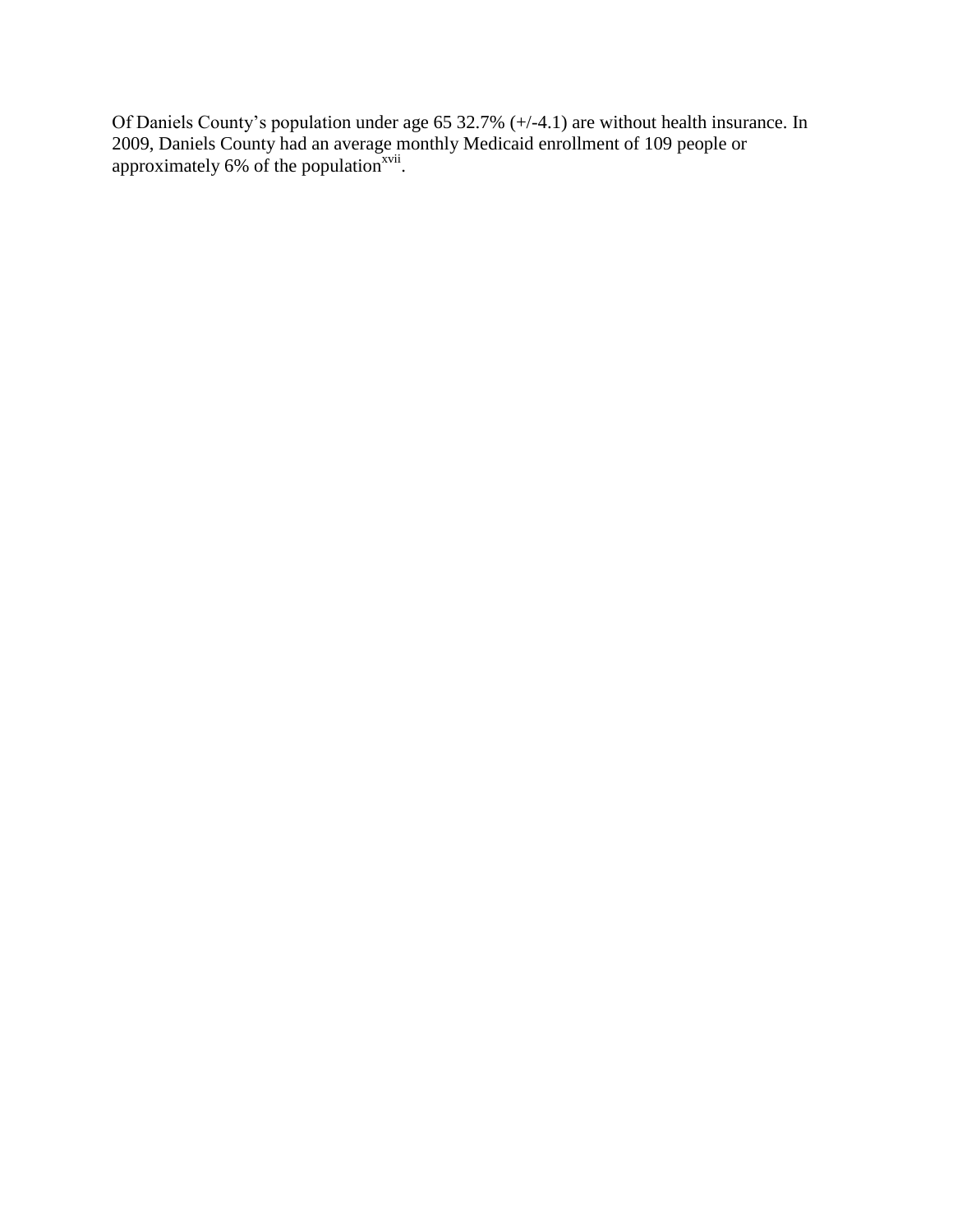Of Daniels County's population under age 65 32.7% (+/-4.1) are without health insurance. In 2009, Daniels County had an average monthly Medicaid enrollment of 109 people or approximately 6% of the population[xvii].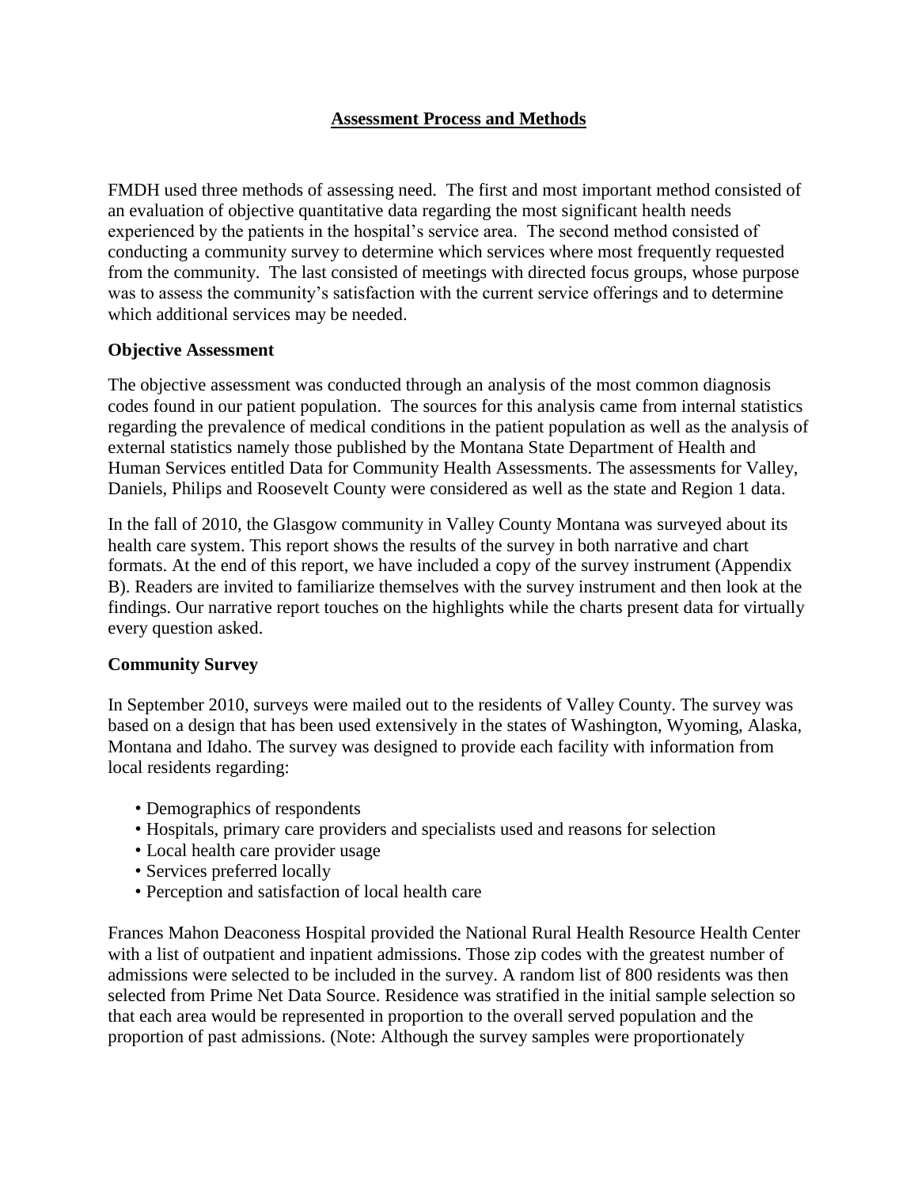## Assessment Process and Methods

FMDH used three methods of assessing need. The first and most important method consisted of an evaluation of objective quantitative data regarding the most significant health needs experienced by the patients in the hospital's service area. The second method consisted of conducting a community survey to determine which services where most frequently requested from the community. The last consisted of meetings with directed focus groups, whose purpose was to assess the community's satisfaction with the current service offerings and to determine which additional services may be needed.

### Objective Assessment

The objective assessment was conducted through an analysis of the most common diagnosis codes found in our patient population. The sources for this analysis came from internal statistics regarding the prevalence of medical conditions in the patient population as well as the analysis of external statistics namely those published by the Montana State Department of Health and Human Services entitled Data for Community Health Assessments. The assessments for Valley, Daniels, Philips and Roosevelt County were considered as well as the state and Region 1 data.

In the fall of 2010, the Glasgow community in Valley County Montana was surveyed about its health care system. This report shows the results of the survey in both narrative and chart formats. At the end of this report, we have included a copy of the survey instrument (Appendix B). Readers are invited to familiarize themselves with the survey instrument and then look at the findings. Our narrative report touches on the highlights while the charts present data for virtually every question asked.

### Community Survey

In September 2010, surveys were mailed out to the residents of Valley County. The survey was based on a design that has been used extensively in the states of Washington, Wyoming, Alaska, Montana and Idaho. The survey was designed to provide each facility with information from local residents regarding:

- Demographics of respondents
- Hospitals, primary care providers and specialists used and reasons for selection
- Local health care provider usage
- Services preferred locally
- Perception and satisfaction of local health care

Frances Mahon Deaconess Hospital provided the National Rural Health Resource Health Center with a list of outpatient and inpatient admissions. Those zip codes with the greatest number of admissions were selected to be included in the survey. A random list of 800 residents was then selected from Prime Net Data Source. Residence was stratified in the initial sample selection so that each area would be represented in proportion to the overall served population and the proportion of past admissions. (Note: Although the survey samples were proportionately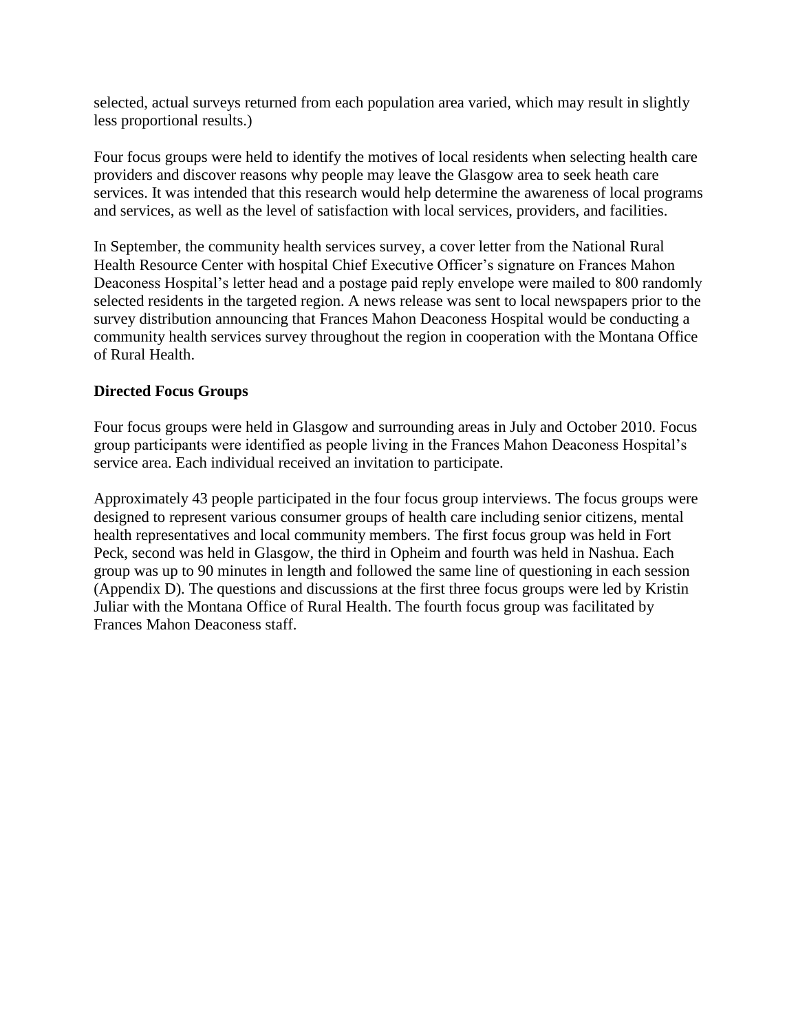selected, actual surveys returned from each population area varied, which may result in slightly less proportional results.)

Four focus groups were held to identify the motives of local residents when selecting health care providers and discover reasons why people may leave the Glasgow area to seek heath care services. It was intended that this research would help determine the awareness of local programs and services, as well as the level of satisfaction with local services, providers, and facilities.

In September, the community health services survey, a cover letter from the National Rural Health Resource Center with hospital Chief Executive Officer's signature on Frances Mahon Deaconess Hospital's letter head and a postage paid reply envelope were mailed to 800 randomly selected residents in the targeted region. A news release was sent to local newspapers prior to the survey distribution announcing that Frances Mahon Deaconess Hospital would be conducting a community health services survey throughout the region in cooperation with the Montana Office of Rural Health.

**Directed Focus Groups**

Four focus groups were held in Glasgow and surrounding areas in July and October 2010. Focus group participants were identified as people living in the Frances Mahon Deaconess Hospital's service area. Each individual received an invitation to participate.

Approximately 43 people participated in the four focus group interviews. The focus groups were designed to represent various consumer groups of health care including senior citizens, mental health representatives and local community members. The first focus group was held in Fort Peck, second was held in Glasgow, the third in Opheim and fourth was held in Nashua. Each group was up to 90 minutes in length and followed the same line of questioning in each session (Appendix D). The questions and discussions at the first three focus groups were led by Kristin Juliar with the Montana Office of Rural Health. The fourth focus group was facilitated by Frances Mahon Deaconess staff.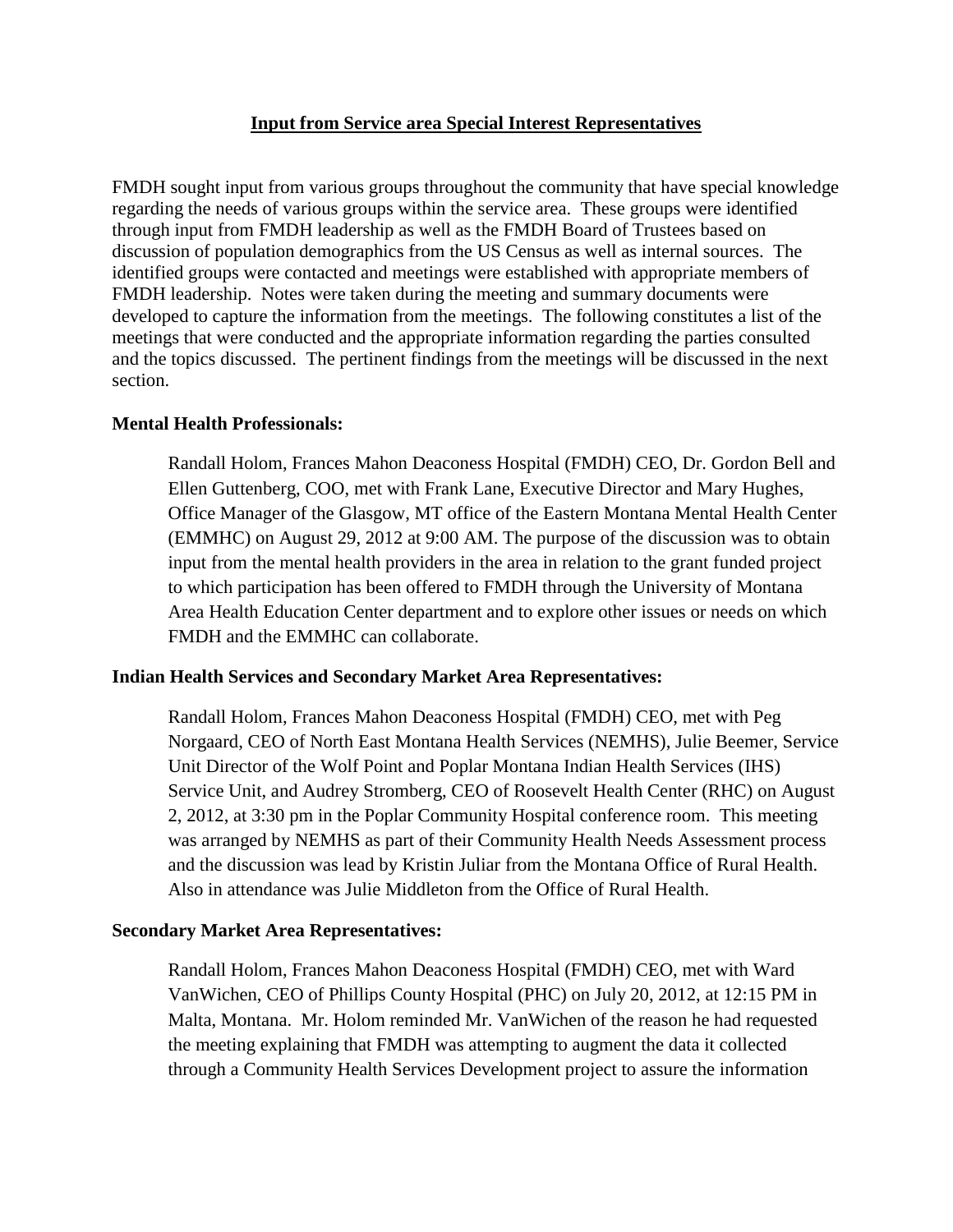## Input from Service area Special Interest Representatives

FMDH sought input from various groups throughout the community that have special knowledge regarding the needs of various groups within the service area. These groups were identified through input from FMDH leadership as well as the FMDH Board of Trustees based on discussion of population demographics from the US Census as well as internal sources. The identified groups were contacted and meetings were established with appropriate members of FMDH leadership. Notes were taken during the meeting and summary documents were developed to capture the information from the meetings. The following constitutes a list of the meetings that were conducted and the appropriate information regarding the parties consulted and the topics discussed. The pertinent findings from the meetings will be discussed in the next section.

**Mental Health Professionals:**

Randall Holom, Frances Mahon Deaconess Hospital (FMDH) CEO, Dr. Gordon Bell and Ellen Guttenberg, COO, met with Frank Lane, Executive Director and Mary Hughes, Office Manager of the Glasgow, MT office of the Eastern Montana Mental Health Center (EMMHC) on August 29, 2012 at 9:00 AM. The purpose of the discussion was to obtain input from the mental health providers in the area in relation to the grant funded project to which participation has been offered to FMDH through the University of Montana Area Health Education Center department and to explore other issues or needs on which FMDH and the EMMHC can collaborate.

**Indian Health Services and Secondary Market Area Representatives:**

Randall Holom, Frances Mahon Deaconess Hospital (FMDH) CEO, met with Peg Norgaard, CEO of North East Montana Health Services (NEMHS), Julie Beemer, Service Unit Director of the Wolf Point and Poplar Montana Indian Health Services (IHS) Service Unit, and Audrey Stromberg, CEO of Roosevelt Health Center (RHC) on August 2, 2012, at 3:30 pm in the Poplar Community Hospital conference room. This meeting was arranged by NEMHS as part of their Community Health Needs Assessment process and the discussion was lead by Kristin Juliar from the Montana Office of Rural Health. Also in attendance was Julie Middleton from the Office of Rural Health.

**Secondary Market Area Representatives:**

Randall Holom, Frances Mahon Deaconess Hospital (FMDH) CEO, met with Ward VanWichen, CEO of Phillips County Hospital (PHC) on July 20, 2012, at 12:15 PM in Malta, Montana. Mr. Holom reminded Mr. VanWichen of the reason he had requested the meeting explaining that FMDH was attempting to augment the data it collected through a Community Health Services Development project to assure the information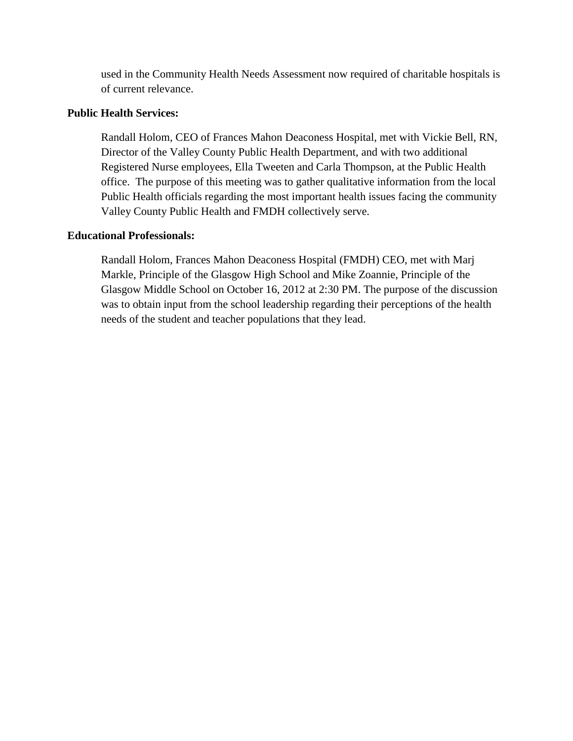used in the Community Health Needs Assessment now required of charitable hospitals is of current relevance.

**Public Health Services:**

Randall Holom, CEO of Frances Mahon Deaconess Hospital, met with Vickie Bell, RN, Director of the Valley County Public Health Department, and with two additional Registered Nurse employees, Ella Tweeten and Carla Thompson, at the Public Health office. The purpose of this meeting was to gather qualitative information from the local Public Health officials regarding the most important health issues facing the community Valley County Public Health and FMDH collectively serve.

**Educational Professionals:**

Randall Holom, Frances Mahon Deaconess Hospital (FMDH) CEO, met with Marj Markle, Principle of the Glasgow High School and Mike Zoannie, Principle of the Glasgow Middle School on October 16, 2012 at 2:30 PM. The purpose of the discussion was to obtain input from the school leadership regarding their perceptions of the health needs of the student and teacher populations that they lead.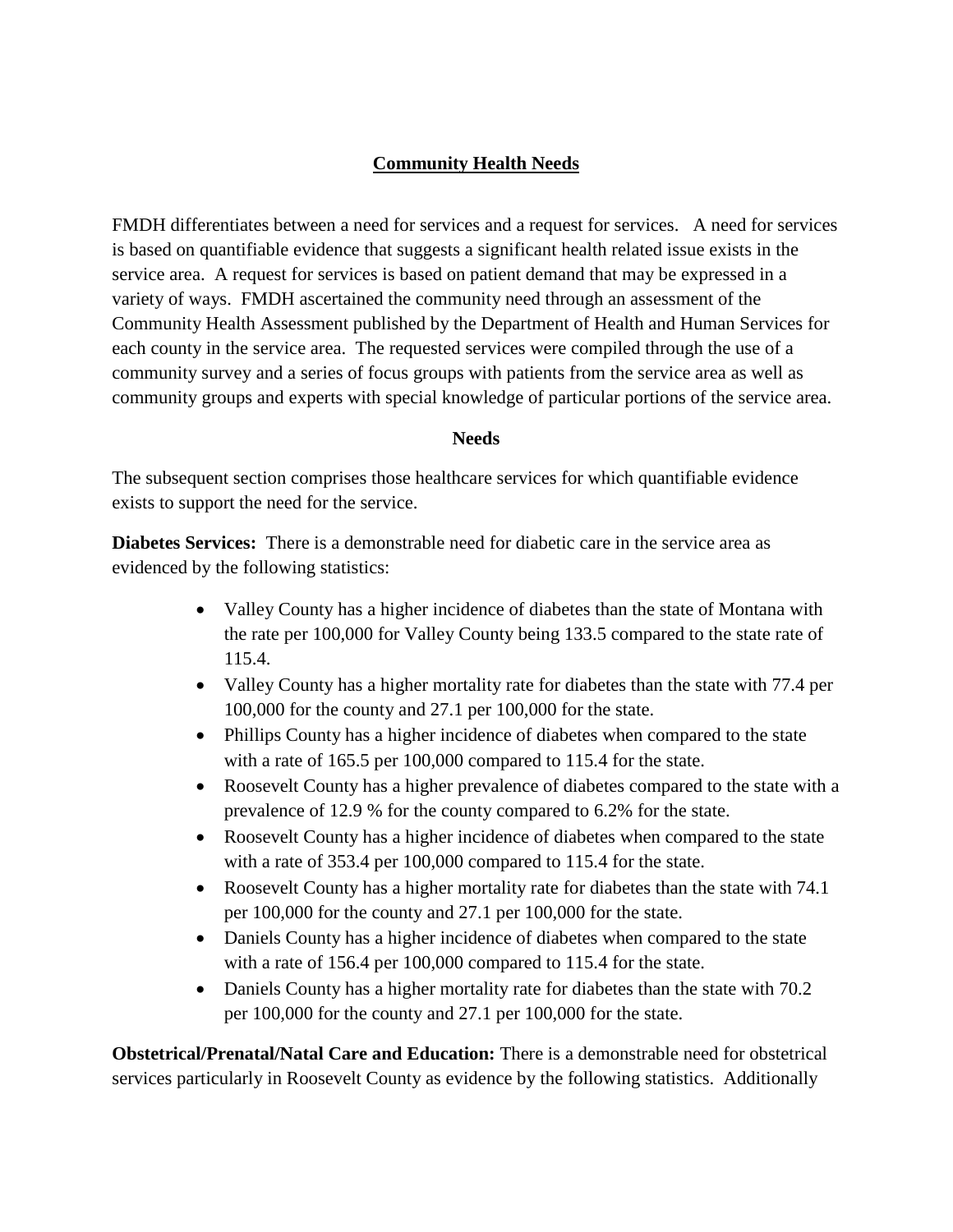## Community Health Needs

FMDH differentiates between a need for services and a request for services. A need for services is based on quantifiable evidence that suggests a significant health related issue exists in the service area. A request for services is based on patient demand that may be expressed in a variety of ways. FMDH ascertained the community need through an assessment of the Community Health Assessment published by the Department of Health and Human Services for each county in the service area. The requested services were compiled through the use of a community survey and a series of focus groups with patients from the service area as well as community groups and experts with special knowledge of particular portions of the service area.

### Needs

The subsequent section comprises those healthcare services for which quantifiable evidence exists to support the need for the service.

**Diabetes Services:** There is a demonstrable need for diabetic care in the service area as evidenced by the following statistics:

- Valley County has a higher incidence of diabetes than the state of Montana with the rate per 100,000 for Valley County being 133.5 compared to the state rate of 115.4.
- Valley County has a higher mortality rate for diabetes than the state with 77.4 per 100,000 for the county and 27.1 per 100,000 for the state.
- Phillips County has a higher incidence of diabetes when compared to the state with a rate of 165.5 per 100,000 compared to 115.4 for the state.
- Roosevelt County has a higher prevalence of diabetes compared to the state with a prevalence of 12.9 % for the county compared to 6.2% for the state.
- Roosevelt County has a higher incidence of diabetes when compared to the state with a rate of 353.4 per 100,000 compared to 115.4 for the state.
- Roosevelt County has a higher mortality rate for diabetes than the state with 74.1 per 100,000 for the county and 27.1 per 100,000 for the state.
- Daniels County has a higher incidence of diabetes when compared to the state with a rate of 156.4 per 100,000 compared to 115.4 for the state.
- Daniels County has a higher mortality rate for diabetes than the state with 70.2 per 100,000 for the county and 27.1 per 100,000 for the state.

**Obstetrical/Prenatal/Natal Care and Education:** There is a demonstrable need for obstetrical services particularly in Roosevelt County as evidence by the following statistics. Additionally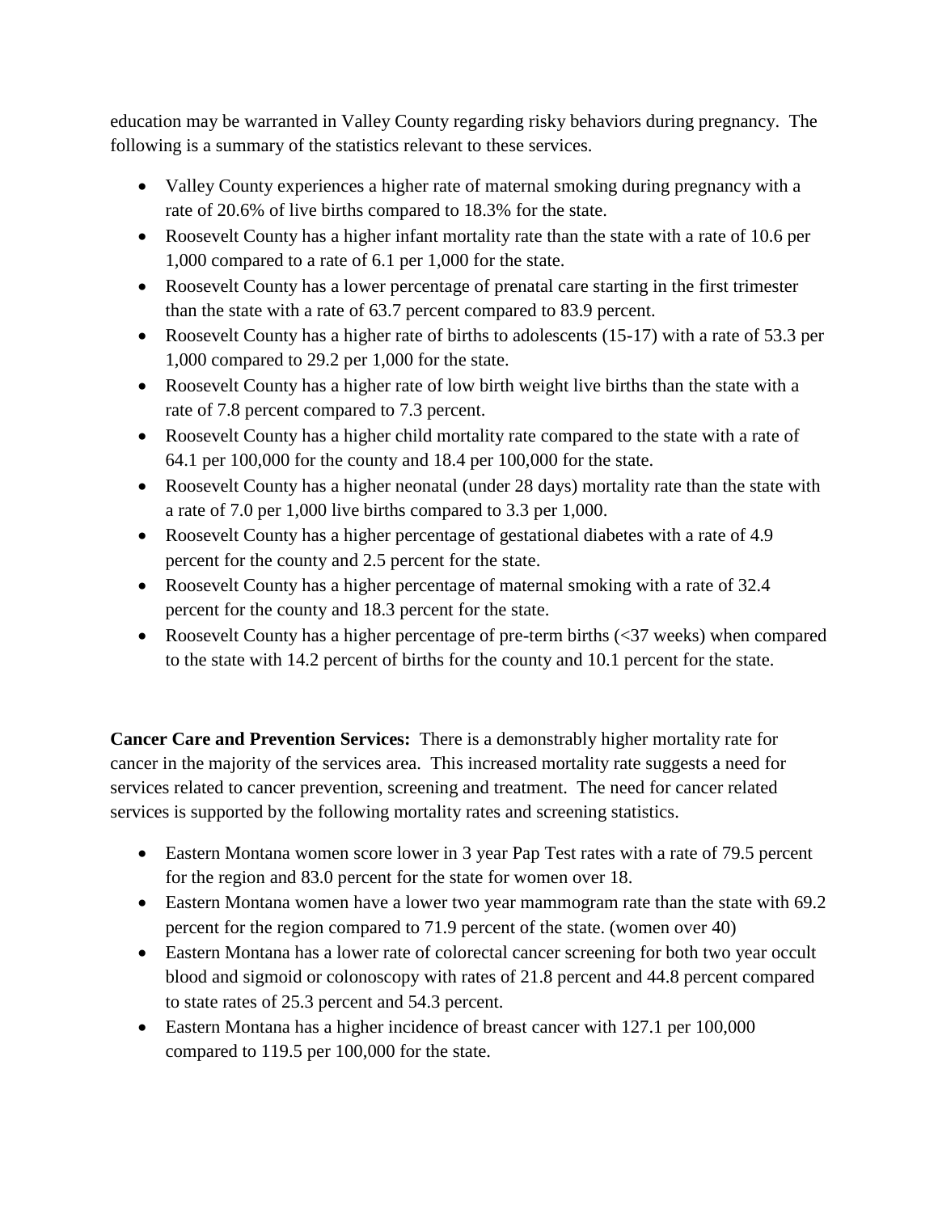education may be warranted in Valley County regarding risky behaviors during pregnancy. The following is a summary of the statistics relevant to these services.

- Valley County experiences a higher rate of maternal smoking during pregnancy with a rate of 20.6% of live births compared to 18.3% for the state.
- Roosevelt County has a higher infant mortality rate than the state with a rate of 10.6 per 1,000 compared to a rate of 6.1 per 1,000 for the state.
- Roosevelt County has a lower percentage of prenatal care starting in the first trimester than the state with a rate of 63.7 percent compared to 83.9 percent.
- Roosevelt County has a higher rate of births to adolescents (15-17) with a rate of 53.3 per 1,000 compared to 29.2 per 1,000 for the state.
- Roosevelt County has a higher rate of low birth weight live births than the state with a rate of 7.8 percent compared to 7.3 percent.
- Roosevelt County has a higher child mortality rate compared to the state with a rate of 64.1 per 100,000 for the county and 18.4 per 100,000 for the state.
- Roosevelt County has a higher neonatal (under 28 days) mortality rate than the state with a rate of 7.0 per 1,000 live births compared to 3.3 per 1,000.
- Roosevelt County has a higher percentage of gestational diabetes with a rate of 4.9 percent for the county and 2.5 percent for the state.
- Roosevelt County has a higher percentage of maternal smoking with a rate of 32.4 percent for the county and 18.3 percent for the state.
- Roosevelt County has a higher percentage of pre-term births (<37 weeks) when compared to the state with 14.2 percent of births for the county and 10.1 percent for the state.

**Cancer Care and Prevention Services:** There is a demonstrably higher mortality rate for cancer in the majority of the services area. This increased mortality rate suggests a need for services related to cancer prevention, screening and treatment. The need for cancer related services is supported by the following mortality rates and screening statistics.

- Eastern Montana women score lower in 3 year Pap Test rates with a rate of 79.5 percent for the region and 83.0 percent for the state for women over 18.
- Eastern Montana women have a lower two year mammogram rate than the state with 69.2 percent for the region compared to 71.9 percent of the state. (women over 40)
- Eastern Montana has a lower rate of colorectal cancer screening for both two year occult blood and sigmoid or colonoscopy with rates of 21.8 percent and 44.8 percent compared to state rates of 25.3 percent and 54.3 percent.
- Eastern Montana has a higher incidence of breast cancer with 127.1 per 100,000 compared to 119.5 per 100,000 for the state.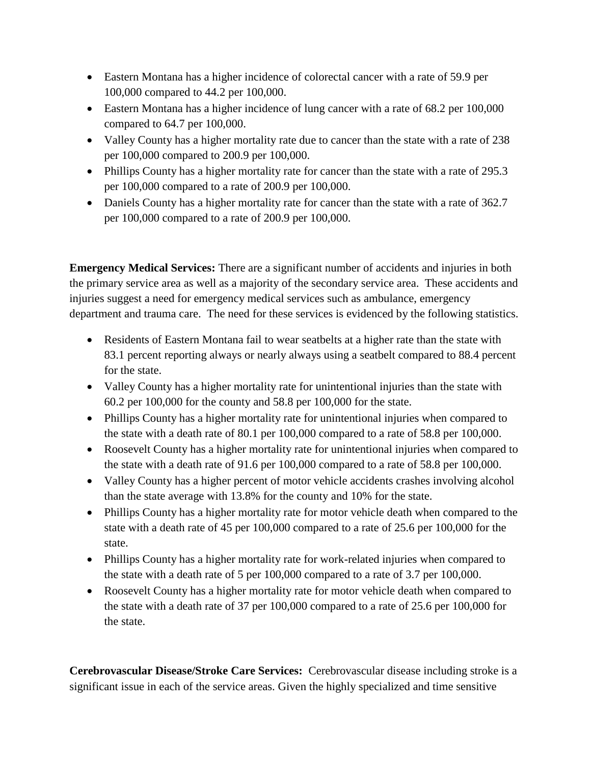- Eastern Montana has a higher incidence of colorectal cancer with a rate of 59.9 per 100,000 compared to 44.2 per 100,000.
- Eastern Montana has a higher incidence of lung cancer with a rate of 68.2 per 100,000 compared to 64.7 per 100,000.
- Valley County has a higher mortality rate due to cancer than the state with a rate of 238 per 100,000 compared to 200.9 per 100,000.
- Phillips County has a higher mortality rate for cancer than the state with a rate of 295.3 per 100,000 compared to a rate of 200.9 per 100,000.
- Daniels County has a higher mortality rate for cancer than the state with a rate of 362.7 per 100,000 compared to a rate of 200.9 per 100,000.

**Emergency Medical Services:** There are a significant number of accidents and injuries in both the primary service area as well as a majority of the secondary service area. These accidents and injuries suggest a need for emergency medical services such as ambulance, emergency department and trauma care. The need for these services is evidenced by the following statistics.

- Residents of Eastern Montana fail to wear seatbelts at a higher rate than the state with 83.1 percent reporting always or nearly always using a seatbelt compared to 88.4 percent for the state.
- Valley County has a higher mortality rate for unintentional injuries than the state with 60.2 per 100,000 for the county and 58.8 per 100,000 for the state.
- Phillips County has a higher mortality rate for unintentional injuries when compared to the state with a death rate of 80.1 per 100,000 compared to a rate of 58.8 per 100,000.
- Roosevelt County has a higher mortality rate for unintentional injuries when compared to the state with a death rate of 91.6 per 100,000 compared to a rate of 58.8 per 100,000.
- Valley County has a higher percent of motor vehicle accidents crashes involving alcohol than the state average with 13.8% for the county and 10% for the state.
- Phillips County has a higher mortality rate for motor vehicle death when compared to the state with a death rate of 45 per 100,000 compared to a rate of 25.6 per 100,000 for the state.
- Phillips County has a higher mortality rate for work-related injuries when compared to the state with a death rate of 5 per 100,000 compared to a rate of 3.7 per 100,000.
- Roosevelt County has a higher mortality rate for motor vehicle death when compared to the state with a death rate of 37 per 100,000 compared to a rate of 25.6 per 100,000 for the state.

**Cerebrovascular Disease/Stroke Care Services:** Cerebrovascular disease including stroke is a significant issue in each of the service areas. Given the highly specialized and time sensitive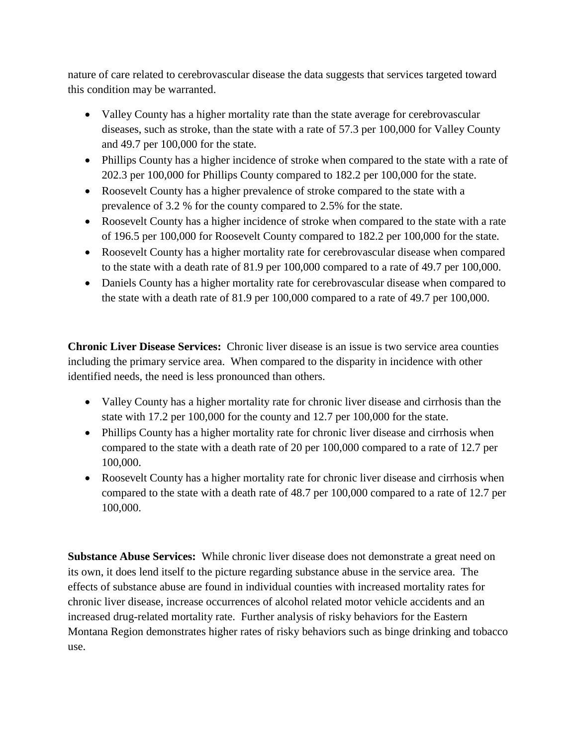nature of care related to cerebrovascular disease the data suggests that services targeted toward this condition may be warranted.

- Valley County has a higher mortality rate than the state average for cerebrovascular diseases, such as stroke, than the state with a rate of 57.3 per 100,000 for Valley County and 49.7 per 100,000 for the state.
- Phillips County has a higher incidence of stroke when compared to the state with a rate of 202.3 per 100,000 for Phillips County compared to 182.2 per 100,000 for the state.
- Roosevelt County has a higher prevalence of stroke compared to the state with a prevalence of 3.2 % for the county compared to 2.5% for the state.
- Roosevelt County has a higher incidence of stroke when compared to the state with a rate of 196.5 per 100,000 for Roosevelt County compared to 182.2 per 100,000 for the state.
- Roosevelt County has a higher mortality rate for cerebrovascular disease when compared to the state with a death rate of 81.9 per 100,000 compared to a rate of 49.7 per 100,000.
- Daniels County has a higher mortality rate for cerebrovascular disease when compared to the state with a death rate of 81.9 per 100,000 compared to a rate of 49.7 per 100,000.

**Chronic Liver Disease Services:** Chronic liver disease is an issue is two service area counties including the primary service area. When compared to the disparity in incidence with other identified needs, the need is less pronounced than others.

- Valley County has a higher mortality rate for chronic liver disease and cirrhosis than the state with 17.2 per 100,000 for the county and 12.7 per 100,000 for the state.
- Phillips County has a higher mortality rate for chronic liver disease and cirrhosis when compared to the state with a death rate of 20 per 100,000 compared to a rate of 12.7 per 100,000.
- Roosevelt County has a higher mortality rate for chronic liver disease and cirrhosis when compared to the state with a death rate of 48.7 per 100,000 compared to a rate of 12.7 per 100,000.

**Substance Abuse Services:** While chronic liver disease does not demonstrate a great need on its own, it does lend itself to the picture regarding substance abuse in the service area. The effects of substance abuse are found in individual counties with increased mortality rates for chronic liver disease, increase occurrences of alcohol related motor vehicle accidents and an increased drug-related mortality rate. Further analysis of risky behaviors for the Eastern Montana Region demonstrates higher rates of risky behaviors such as binge drinking and tobacco use.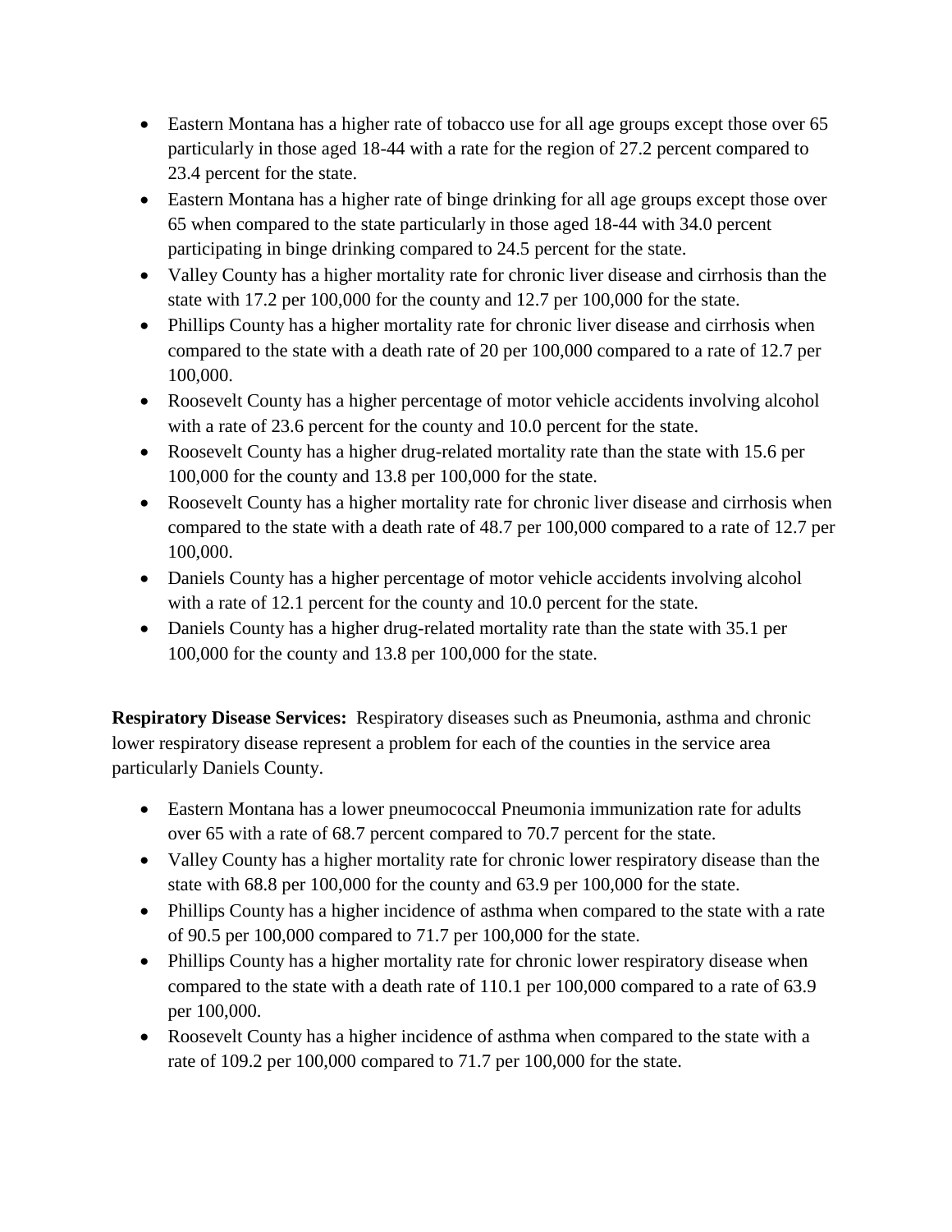- Eastern Montana has a higher rate of tobacco use for all age groups except those over 65 particularly in those aged 18-44 with a rate for the region of 27.2 percent compared to 23.4 percent for the state.
- Eastern Montana has a higher rate of binge drinking for all age groups except those over 65 when compared to the state particularly in those aged 18-44 with 34.0 percent participating in binge drinking compared to 24.5 percent for the state.
- Valley County has a higher mortality rate for chronic liver disease and cirrhosis than the state with 17.2 per 100,000 for the county and 12.7 per 100,000 for the state.
- Phillips County has a higher mortality rate for chronic liver disease and cirrhosis when compared to the state with a death rate of 20 per 100,000 compared to a rate of 12.7 per 100,000.
- Roosevelt County has a higher percentage of motor vehicle accidents involving alcohol with a rate of 23.6 percent for the county and 10.0 percent for the state.
- Roosevelt County has a higher drug-related mortality rate than the state with 15.6 per 100,000 for the county and 13.8 per 100,000 for the state.
- Roosevelt County has a higher mortality rate for chronic liver disease and cirrhosis when compared to the state with a death rate of 48.7 per 100,000 compared to a rate of 12.7 per 100,000.
- Daniels County has a higher percentage of motor vehicle accidents involving alcohol with a rate of 12.1 percent for the county and 10.0 percent for the state.
- Daniels County has a higher drug-related mortality rate than the state with 35.1 per 100,000 for the county and 13.8 per 100,000 for the state.

**Respiratory Disease Services:** Respiratory diseases such as Pneumonia, asthma and chronic lower respiratory disease represent a problem for each of the counties in the service area particularly Daniels County.

- Eastern Montana has a lower pneumococcal Pneumonia immunization rate for adults over 65 with a rate of 68.7 percent compared to 70.7 percent for the state.
- Valley County has a higher mortality rate for chronic lower respiratory disease than the state with 68.8 per 100,000 for the county and 63.9 per 100,000 for the state.
- Phillips County has a higher incidence of asthma when compared to the state with a rate of 90.5 per 100,000 compared to 71.7 per 100,000 for the state.
- Phillips County has a higher mortality rate for chronic lower respiratory disease when compared to the state with a death rate of 110.1 per 100,000 compared to a rate of 63.9 per 100,000.
- Roosevelt County has a higher incidence of asthma when compared to the state with a rate of 109.2 per 100,000 compared to 71.7 per 100,000 for the state.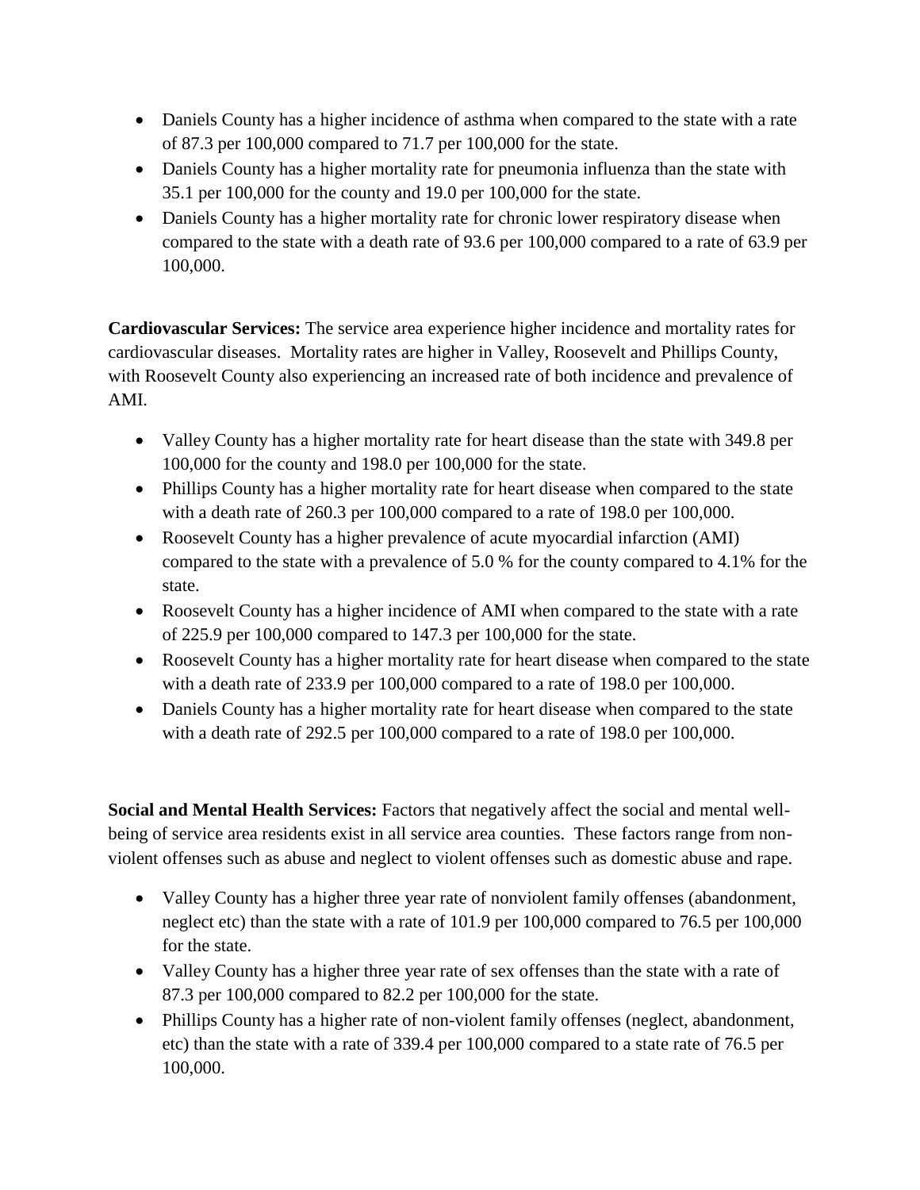- Daniels County has a higher incidence of asthma when compared to the state with a rate of 87.3 per 100,000 compared to 71.7 per 100,000 for the state.
- Daniels County has a higher mortality rate for pneumonia influenza than the state with 35.1 per 100,000 for the county and 19.0 per 100,000 for the state.
- Daniels County has a higher mortality rate for chronic lower respiratory disease when compared to the state with a death rate of 93.6 per 100,000 compared to a rate of 63.9 per 100,000.

**Cardiovascular Services:** The service area experience higher incidence and mortality rates for cardiovascular diseases. Mortality rates are higher in Valley, Roosevelt and Phillips County, with Roosevelt County also experiencing an increased rate of both incidence and prevalence of AMI.

- Valley County has a higher mortality rate for heart disease than the state with 349.8 per 100,000 for the county and 198.0 per 100,000 for the state.
- Phillips County has a higher mortality rate for heart disease when compared to the state with a death rate of 260.3 per 100,000 compared to a rate of 198.0 per 100,000.
- Roosevelt County has a higher prevalence of acute myocardial infarction (AMI) compared to the state with a prevalence of 5.0 % for the county compared to 4.1% for the state.
- Roosevelt County has a higher incidence of AMI when compared to the state with a rate of 225.9 per 100,000 compared to 147.3 per 100,000 for the state.
- Roosevelt County has a higher mortality rate for heart disease when compared to the state with a death rate of 233.9 per 100,000 compared to a rate of 198.0 per 100,000.
- Daniels County has a higher mortality rate for heart disease when compared to the state with a death rate of 292.5 per 100,000 compared to a rate of 198.0 per 100,000.

**Social and Mental Health Services:** Factors that negatively affect the social and mental well-being of service area residents exist in all service area counties. These factors range from non-violent offenses such as abuse and neglect to violent offenses such as domestic abuse and rape.

- Valley County has a higher three year rate of nonviolent family offenses (abandonment, neglect etc) than the state with a rate of 101.9 per 100,000 compared to 76.5 per 100,000 for the state.
- Valley County has a higher three year rate of sex offenses than the state with a rate of 87.3 per 100,000 compared to 82.2 per 100,000 for the state.
- Phillips County has a higher rate of non-violent family offenses (neglect, abandonment, etc) than the state with a rate of 339.4 per 100,000 compared to a state rate of 76.5 per 100,000.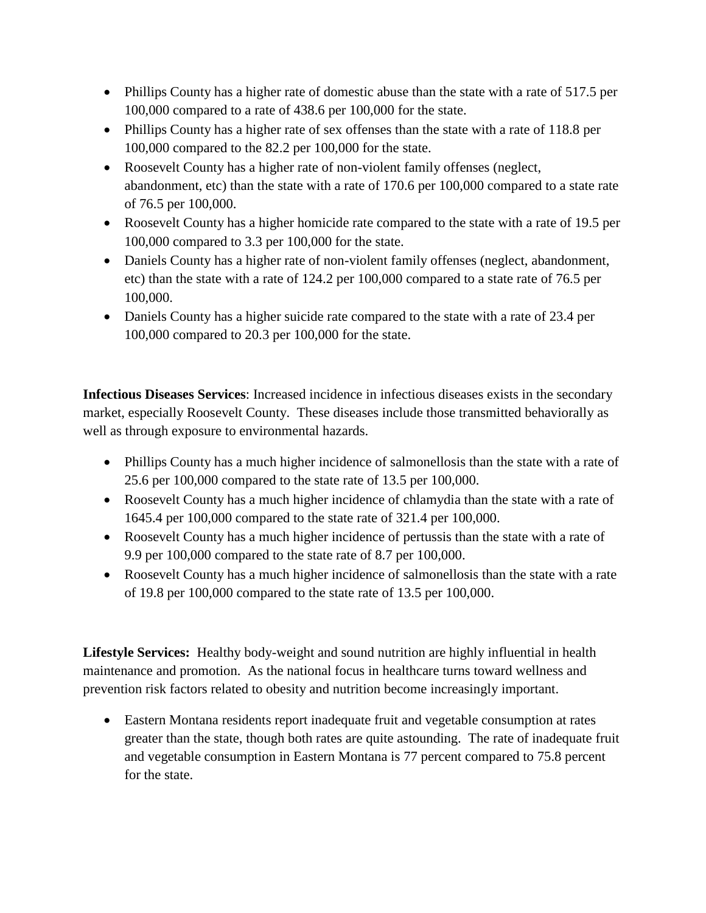- Phillips County has a higher rate of domestic abuse than the state with a rate of 517.5 per 100,000 compared to a rate of 438.6 per 100,000 for the state.
- Phillips County has a higher rate of sex offenses than the state with a rate of 118.8 per 100,000 compared to the 82.2 per 100,000 for the state.
- Roosevelt County has a higher rate of non-violent family offenses (neglect, abandonment, etc) than the state with a rate of 170.6 per 100,000 compared to a state rate of 76.5 per 100,000.
- Roosevelt County has a higher homicide rate compared to the state with a rate of 19.5 per 100,000 compared to 3.3 per 100,000 for the state.
- Daniels County has a higher rate of non-violent family offenses (neglect, abandonment, etc) than the state with a rate of 124.2 per 100,000 compared to a state rate of 76.5 per 100,000.
- Daniels County has a higher suicide rate compared to the state with a rate of 23.4 per 100,000 compared to 20.3 per 100,000 for the state.

**Infectious Diseases Services**: Increased incidence in infectious diseases exists in the secondary market, especially Roosevelt County. These diseases include those transmitted behaviorally as well as through exposure to environmental hazards.

- Phillips County has a much higher incidence of salmonellosis than the state with a rate of 25.6 per 100,000 compared to the state rate of 13.5 per 100,000.
- Roosevelt County has a much higher incidence of chlamydia than the state with a rate of 1645.4 per 100,000 compared to the state rate of 321.4 per 100,000.
- Roosevelt County has a much higher incidence of pertussis than the state with a rate of 9.9 per 100,000 compared to the state rate of 8.7 per 100,000.
- Roosevelt County has a much higher incidence of salmonellosis than the state with a rate of 19.8 per 100,000 compared to the state rate of 13.5 per 100,000.

**Lifestyle Services:** Healthy body-weight and sound nutrition are highly influential in health maintenance and promotion. As the national focus in healthcare turns toward wellness and prevention risk factors related to obesity and nutrition become increasingly important.

- Eastern Montana residents report inadequate fruit and vegetable consumption at rates greater than the state, though both rates are quite astounding. The rate of inadequate fruit and vegetable consumption in Eastern Montana is 77 percent compared to 75.8 percent for the state.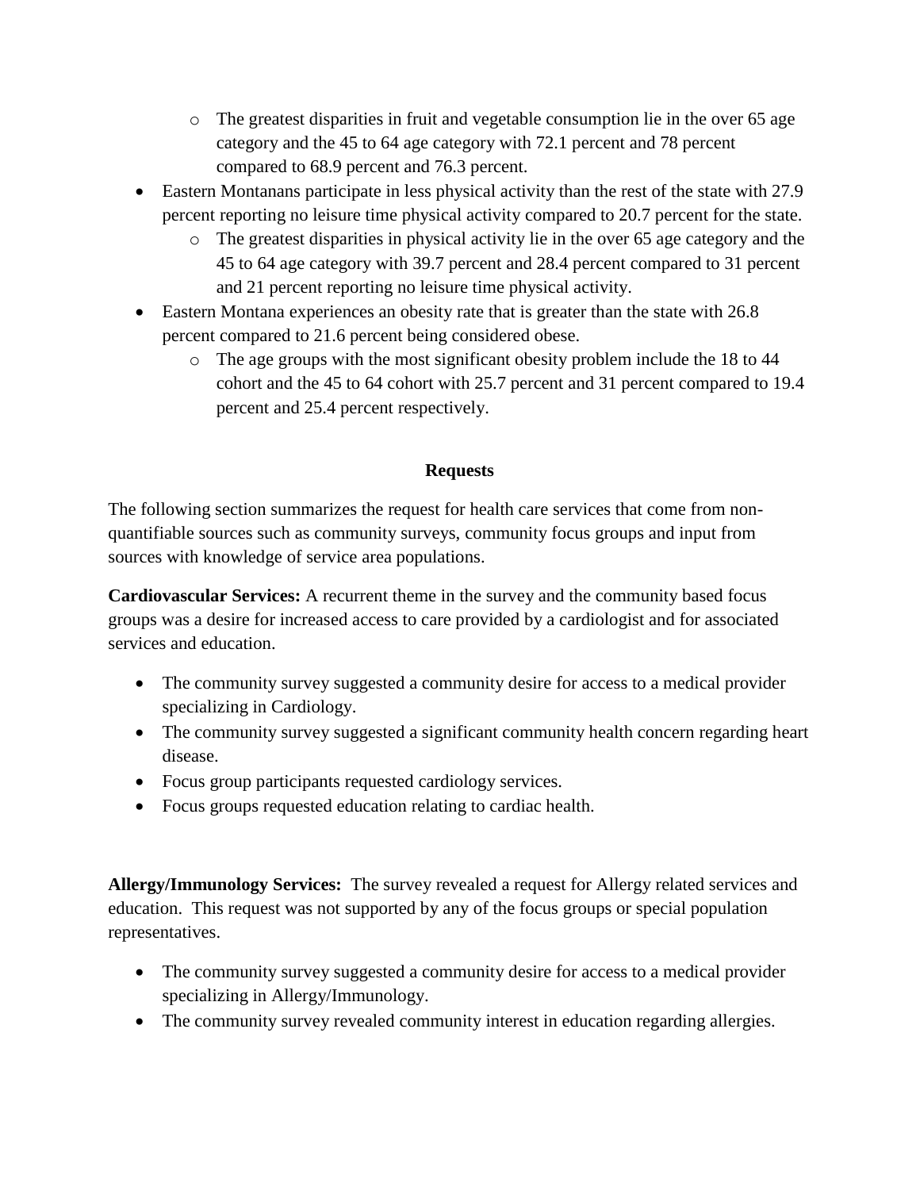- The greatest disparities in fruit and vegetable consumption lie in the over 65 age category and the 45 to 64 age category with 72.1 percent and 78 percent compared to 68.9 percent and 76.3 percent.
- Eastern Montanans participate in less physical activity than the rest of the state with 27.9 percent reporting no leisure time physical activity compared to 20.7 percent for the state.
  - The greatest disparities in physical activity lie in the over 65 age category and the 45 to 64 age category with 39.7 percent and 28.4 percent compared to 31 percent and 21 percent reporting no leisure time physical activity.
- Eastern Montana experiences an obesity rate that is greater than the state with 26.8 percent compared to 21.6 percent being considered obese.
  - The age groups with the most significant obesity problem include the 18 to 44 cohort and the 45 to 64 cohort with 25.7 percent and 31 percent compared to 19.4 percent and 25.4 percent respectively.

## Requests

The following section summarizes the request for health care services that come from non-quantifiable sources such as community surveys, community focus groups and input from sources with knowledge of service area populations.

**Cardiovascular Services:** A recurrent theme in the survey and the community based focus groups was a desire for increased access to care provided by a cardiologist and for associated services and education.

- The community survey suggested a community desire for access to a medical provider specializing in Cardiology.
- The community survey suggested a significant community health concern regarding heart disease.
- Focus group participants requested cardiology services.
- Focus groups requested education relating to cardiac health.

**Allergy/Immunology Services:** The survey revealed a request for Allergy related services and education. This request was not supported by any of the focus groups or special population representatives.

- The community survey suggested a community desire for access to a medical provider specializing in Allergy/Immunology.
- The community survey revealed community interest in education regarding allergies.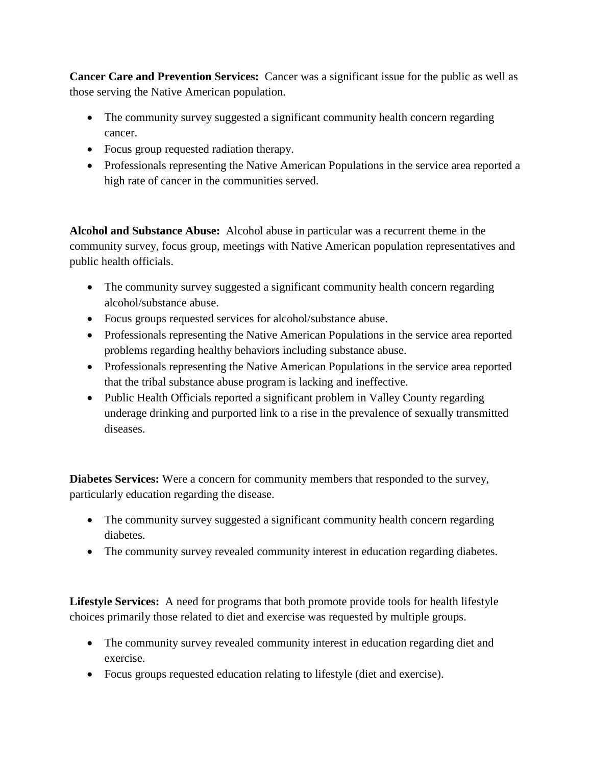**Cancer Care and Prevention Services:** Cancer was a significant issue for the public as well as those serving the Native American population.

- The community survey suggested a significant community health concern regarding cancer.
- Focus group requested radiation therapy.
- Professionals representing the Native American Populations in the service area reported a high rate of cancer in the communities served.

**Alcohol and Substance Abuse:** Alcohol abuse in particular was a recurrent theme in the community survey, focus group, meetings with Native American population representatives and public health officials.

- The community survey suggested a significant community health concern regarding alcohol/substance abuse.
- Focus groups requested services for alcohol/substance abuse.
- Professionals representing the Native American Populations in the service area reported problems regarding healthy behaviors including substance abuse.
- Professionals representing the Native American Populations in the service area reported that the tribal substance abuse program is lacking and ineffective.
- Public Health Officials reported a significant problem in Valley County regarding underage drinking and purported link to a rise in the prevalence of sexually transmitted diseases.

**Diabetes Services:** Were a concern for community members that responded to the survey, particularly education regarding the disease.

- The community survey suggested a significant community health concern regarding diabetes.
- The community survey revealed community interest in education regarding diabetes.

**Lifestyle Services:** A need for programs that both promote provide tools for health lifestyle choices primarily those related to diet and exercise was requested by multiple groups.

- The community survey revealed community interest in education regarding diet and exercise.
- Focus groups requested education relating to lifestyle (diet and exercise).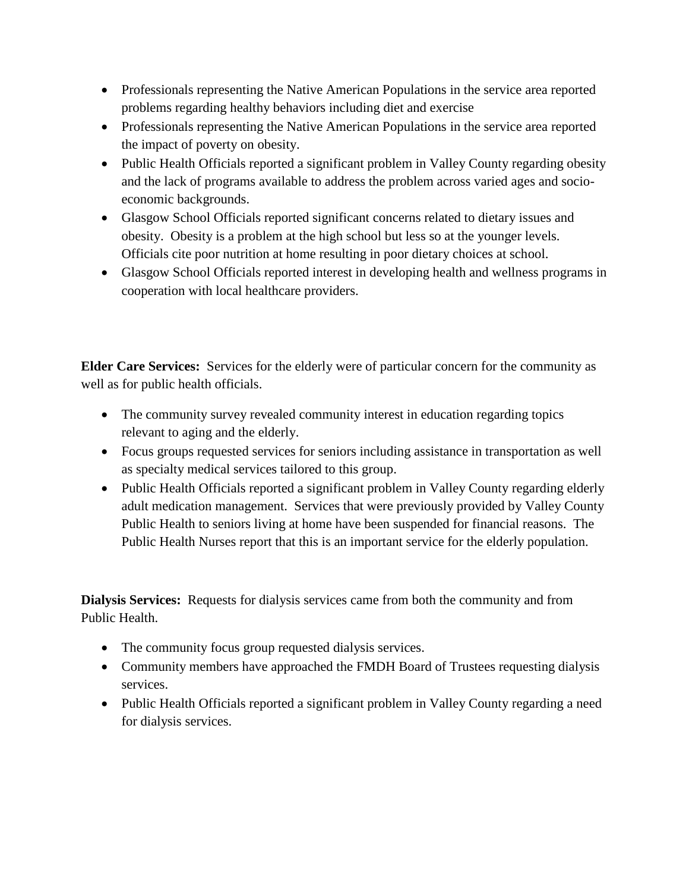- Professionals representing the Native American Populations in the service area reported problems regarding healthy behaviors including diet and exercise
- Professionals representing the Native American Populations in the service area reported the impact of poverty on obesity.
- Public Health Officials reported a significant problem in Valley County regarding obesity and the lack of programs available to address the problem across varied ages and socio-economic backgrounds.
- Glasgow School Officials reported significant concerns related to dietary issues and obesity. Obesity is a problem at the high school but less so at the younger levels. Officials cite poor nutrition at home resulting in poor dietary choices at school.
- Glasgow School Officials reported interest in developing health and wellness programs in cooperation with local healthcare providers.

**Elder Care Services:** Services for the elderly were of particular concern for the community as well as for public health officials.

- The community survey revealed community interest in education regarding topics relevant to aging and the elderly.
- Focus groups requested services for seniors including assistance in transportation as well as specialty medical services tailored to this group.
- Public Health Officials reported a significant problem in Valley County regarding elderly adult medication management. Services that were previously provided by Valley County Public Health to seniors living at home have been suspended for financial reasons. The Public Health Nurses report that this is an important service for the elderly population.

**Dialysis Services:** Requests for dialysis services came from both the community and from Public Health.

- The community focus group requested dialysis services.
- Community members have approached the FMDH Board of Trustees requesting dialysis services.
- Public Health Officials reported a significant problem in Valley County regarding a need for dialysis services.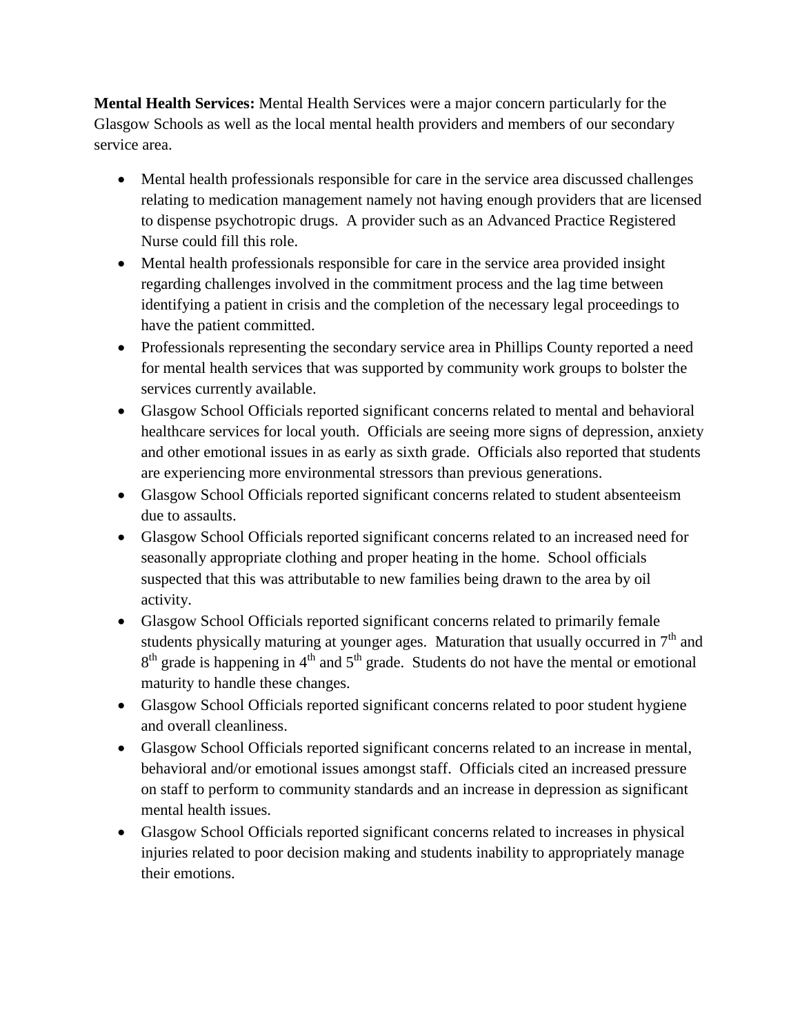**Mental Health Services:** Mental Health Services were a major concern particularly for the Glasgow Schools as well as the local mental health providers and members of our secondary service area.

- Mental health professionals responsible for care in the service area discussed challenges relating to medication management namely not having enough providers that are licensed to dispense psychotropic drugs. A provider such as an Advanced Practice Registered Nurse could fill this role.
- Mental health professionals responsible for care in the service area provided insight regarding challenges involved in the commitment process and the lag time between identifying a patient in crisis and the completion of the necessary legal proceedings to have the patient committed.
- Professionals representing the secondary service area in Phillips County reported a need for mental health services that was supported by community work groups to bolster the services currently available.
- Glasgow School Officials reported significant concerns related to mental and behavioral healthcare services for local youth. Officials are seeing more signs of depression, anxiety and other emotional issues in as early as sixth grade. Officials also reported that students are experiencing more environmental stressors than previous generations.
- Glasgow School Officials reported significant concerns related to student absenteeism due to assaults.
- Glasgow School Officials reported significant concerns related to an increased need for seasonally appropriate clothing and proper heating in the home. School officials suspected that this was attributable to new families being drawn to the area by oil activity.
- Glasgow School Officials reported significant concerns related to primarily female students physically maturing at younger ages. Maturation that usually occurred in 7th and 8th grade is happening in 4th and 5th grade. Students do not have the mental or emotional maturity to handle these changes.
- Glasgow School Officials reported significant concerns related to poor student hygiene and overall cleanliness.
- Glasgow School Officials reported significant concerns related to an increase in mental, behavioral and/or emotional issues amongst staff. Officials cited an increased pressure on staff to perform to community standards and an increase in depression as significant mental health issues.
- Glasgow School Officials reported significant concerns related to increases in physical injuries related to poor decision making and students inability to appropriately manage their emotions.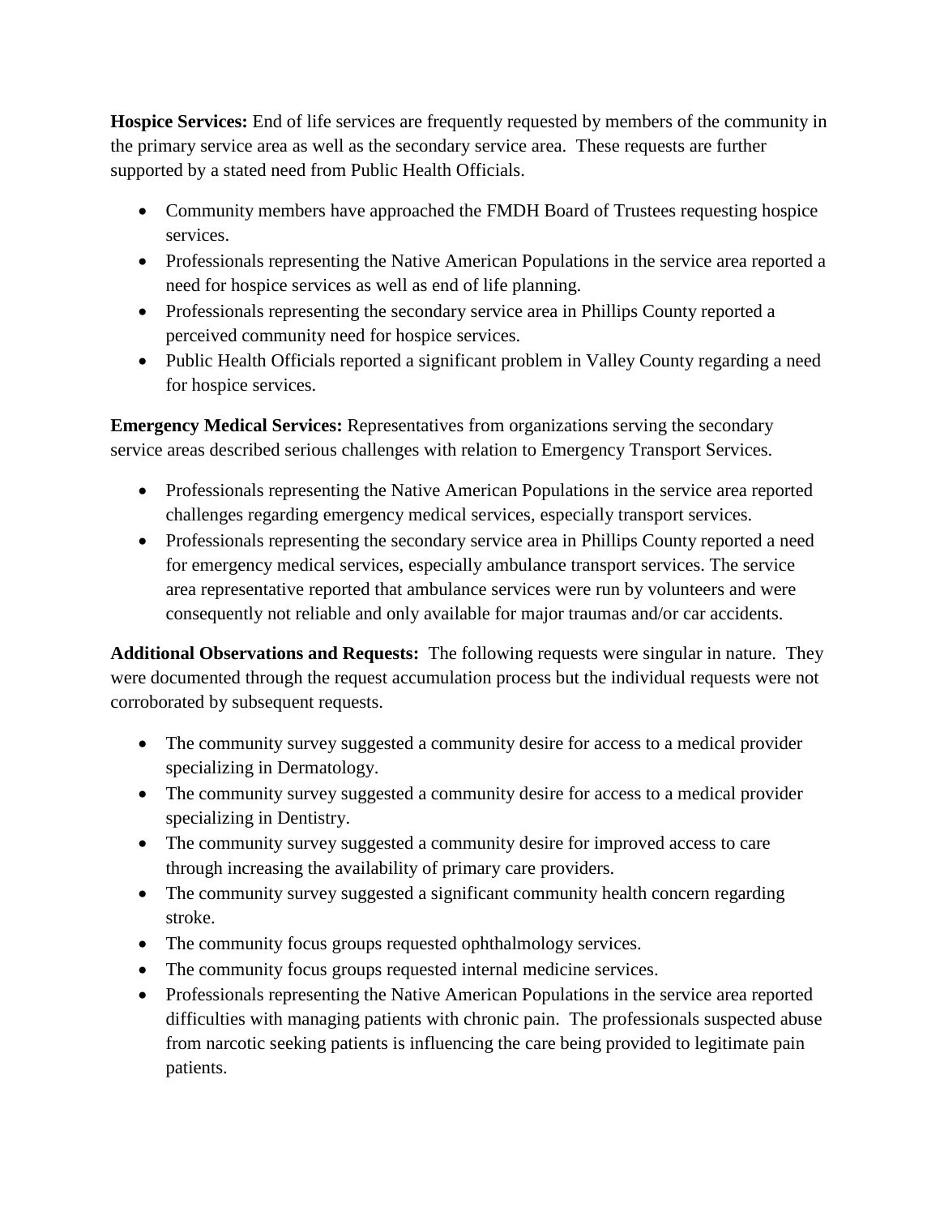**Hospice Services:** End of life services are frequently requested by members of the community in the primary service area as well as the secondary service area. These requests are further supported by a stated need from Public Health Officials.

- Community members have approached the FMDH Board of Trustees requesting hospice services.
- Professionals representing the Native American Populations in the service area reported a need for hospice services as well as end of life planning.
- Professionals representing the secondary service area in Phillips County reported a perceived community need for hospice services.
- Public Health Officials reported a significant problem in Valley County regarding a need for hospice services.

**Emergency Medical Services:** Representatives from organizations serving the secondary service areas described serious challenges with relation to Emergency Transport Services.

- Professionals representing the Native American Populations in the service area reported challenges regarding emergency medical services, especially transport services.
- Professionals representing the secondary service area in Phillips County reported a need for emergency medical services, especially ambulance transport services. The service area representative reported that ambulance services were run by volunteers and were consequently not reliable and only available for major traumas and/or car accidents.

**Additional Observations and Requests:** The following requests were singular in nature. They were documented through the request accumulation process but the individual requests were not corroborated by subsequent requests.

- The community survey suggested a community desire for access to a medical provider specializing in Dermatology.
- The community survey suggested a community desire for access to a medical provider specializing in Dentistry.
- The community survey suggested a community desire for improved access to care through increasing the availability of primary care providers.
- The community survey suggested a significant community health concern regarding stroke.
- The community focus groups requested ophthalmology services.
- The community focus groups requested internal medicine services.
- Professionals representing the Native American Populations in the service area reported difficulties with managing patients with chronic pain. The professionals suspected abuse from narcotic seeking patients is influencing the care being provided to legitimate pain patients.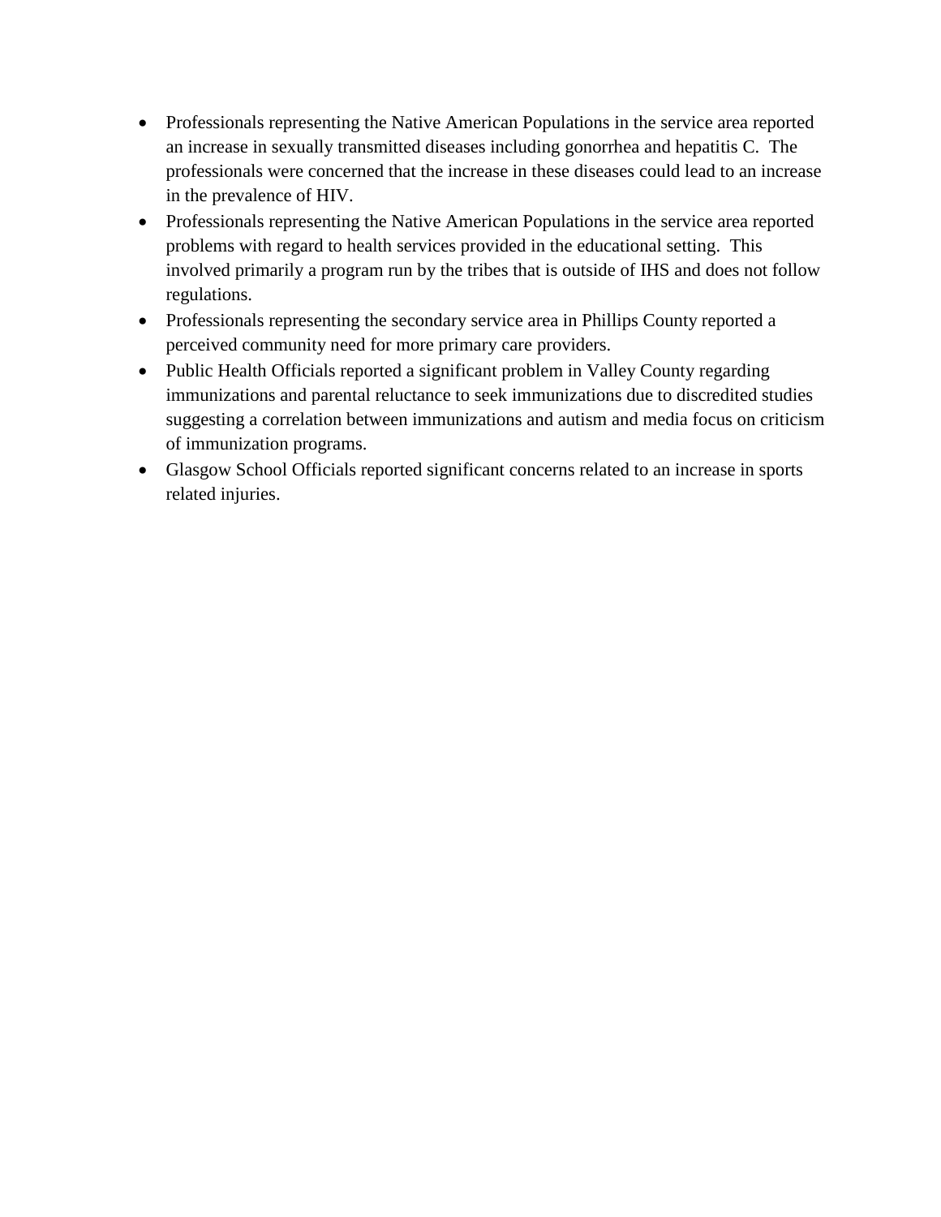- Professionals representing the Native American Populations in the service area reported an increase in sexually transmitted diseases including gonorrhea and hepatitis C. The professionals were concerned that the increase in these diseases could lead to an increase in the prevalence of HIV.
- Professionals representing the Native American Populations in the service area reported problems with regard to health services provided in the educational setting. This involved primarily a program run by the tribes that is outside of IHS and does not follow regulations.
- Professionals representing the secondary service area in Phillips County reported a perceived community need for more primary care providers.
- Public Health Officials reported a significant problem in Valley County regarding immunizations and parental reluctance to seek immunizations due to discredited studies suggesting a correlation between immunizations and autism and media focus on criticism of immunization programs.
- Glasgow School Officials reported significant concerns related to an increase in sports related injuries.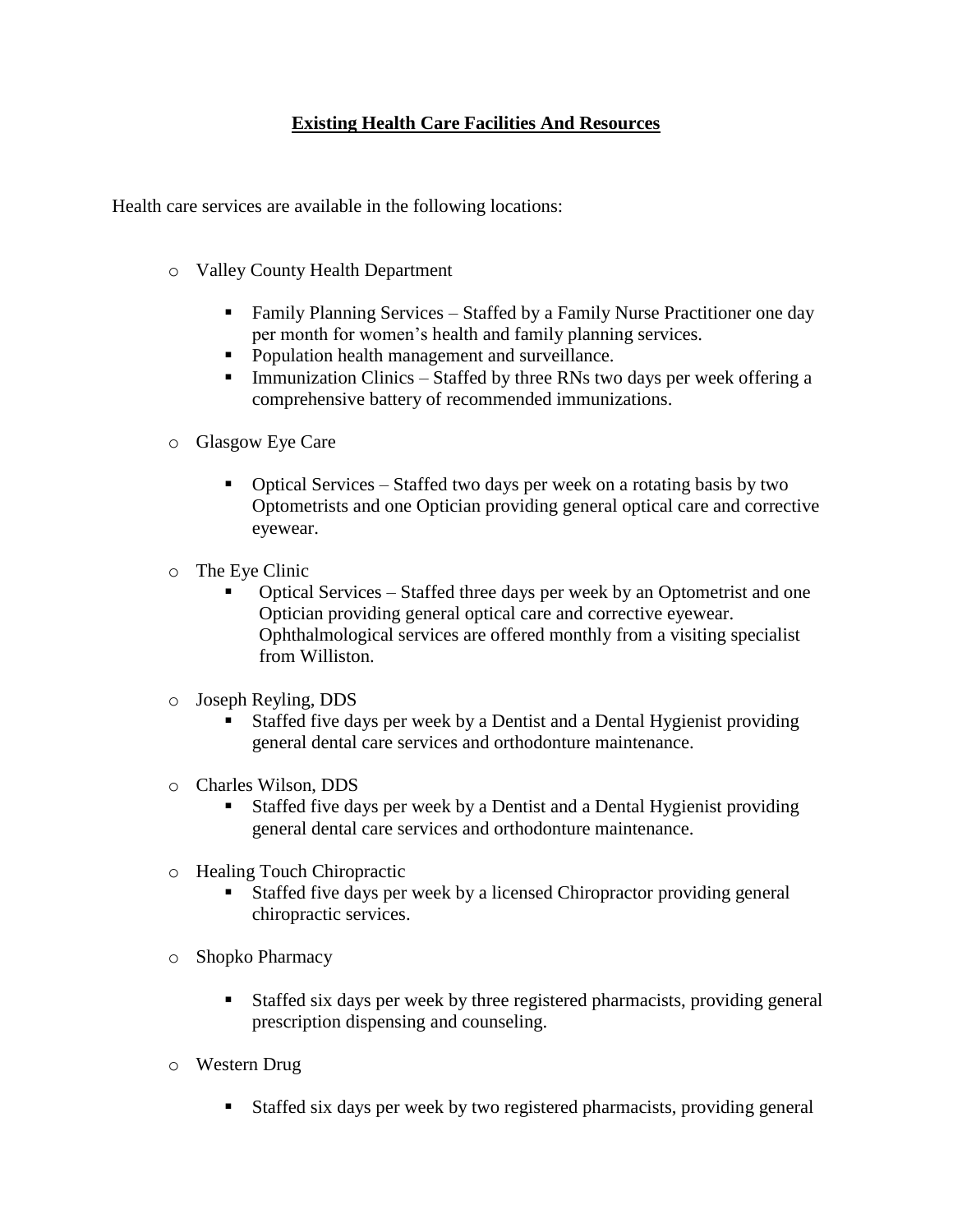## Existing Health Care Facilities And Resources

Health care services are available in the following locations:

- Valley County Health Department
  - Family Planning Services – Staffed by a Family Nurse Practitioner one day per month for women's health and family planning services.
  - Population health management and surveillance.
  - Immunization Clinics – Staffed by three RNs two days per week offering a comprehensive battery of recommended immunizations.
- Glasgow Eye Care
  - Optical Services – Staffed two days per week on a rotating basis by two Optometrists and one Optician providing general optical care and corrective eyewear.
- The Eye Clinic
  - Optical Services – Staffed three days per week by an Optometrist and one Optician providing general optical care and corrective eyewear. Ophthalmological services are offered monthly from a visiting specialist from Williston.
- Joseph Reyling, DDS
  - Staffed five days per week by a Dentist and a Dental Hygienist providing general dental care services and orthodonture maintenance.
- Charles Wilson, DDS
  - Staffed five days per week by a Dentist and a Dental Hygienist providing general dental care services and orthodonture maintenance.
- Healing Touch Chiropractic
  - Staffed five days per week by a licensed Chiropractor providing general chiropractic services.
- Shopko Pharmacy
  - Staffed six days per week by three registered pharmacists, providing general prescription dispensing and counseling.
- Western Drug
  - Staffed six days per week by two registered pharmacists, providing general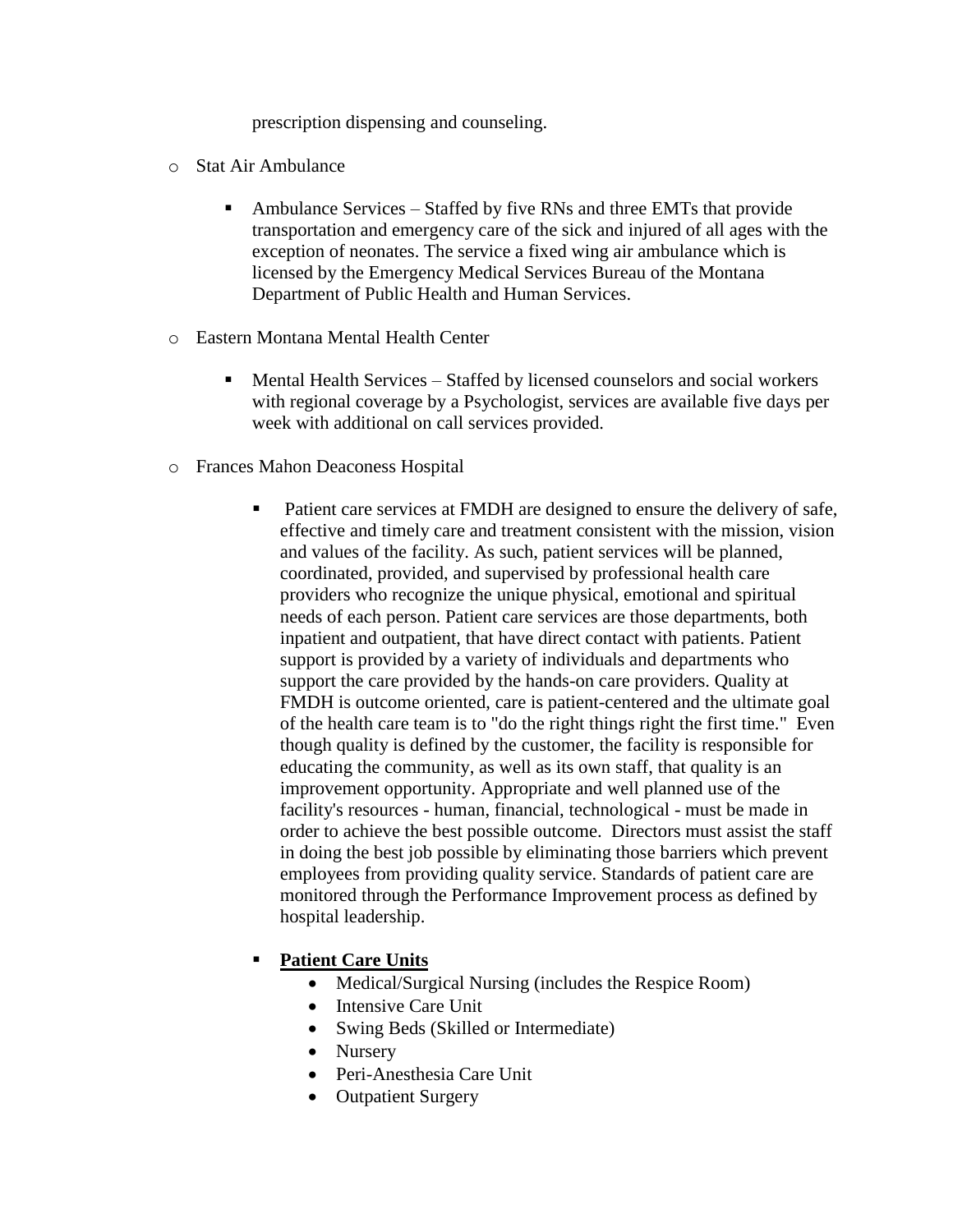prescription dispensing and counseling.

- Stat Air Ambulance
    - Ambulance Services – Staffed by five RNs and three EMTs that provide transportation and emergency care of the sick and injured of all ages with the exception of neonates. The service a fixed wing air ambulance which is licensed by the Emergency Medical Services Bureau of the Montana Department of Public Health and Human Services.
- Eastern Montana Mental Health Center
    - Mental Health Services – Staffed by licensed counselors and social workers with regional coverage by a Psychologist, services are available five days per week with additional on call services provided.
- Frances Mahon Deaconess Hospital
    - Patient care services at FMDH are designed to ensure the delivery of safe, effective and timely care and treatment consistent with the mission, vision and values of the facility. As such, patient services will be planned, coordinated, provided, and supervised by professional health care providers who recognize the unique physical, emotional and spiritual needs of each person. Patient care services are those departments, both inpatient and outpatient, that have direct contact with patients. Patient support is provided by a variety of individuals and departments who support the care provided by the hands-on care providers. Quality at FMDH is outcome oriented, care is patient-centered and the ultimate goal of the health care team is to "do the right things right the first time." Even though quality is defined by the customer, the facility is responsible for educating the community, as well as its own staff, that quality is an improvement opportunity. Appropriate and well planned use of the facility's resources - human, financial, technological - must be made in order to achieve the best possible outcome. Directors must assist the staff in doing the best job possible by eliminating those barriers which prevent employees from providing quality service. Standards of patient care are monitored through the Performance Improvement process as defined by hospital leadership.
    - **Patient Care Units**
        - Medical/Surgical Nursing (includes the Respice Room)
        - Intensive Care Unit
        - Swing Beds (Skilled or Intermediate)
        - Nursery
        - Peri-Anesthesia Care Unit
        - Outpatient Surgery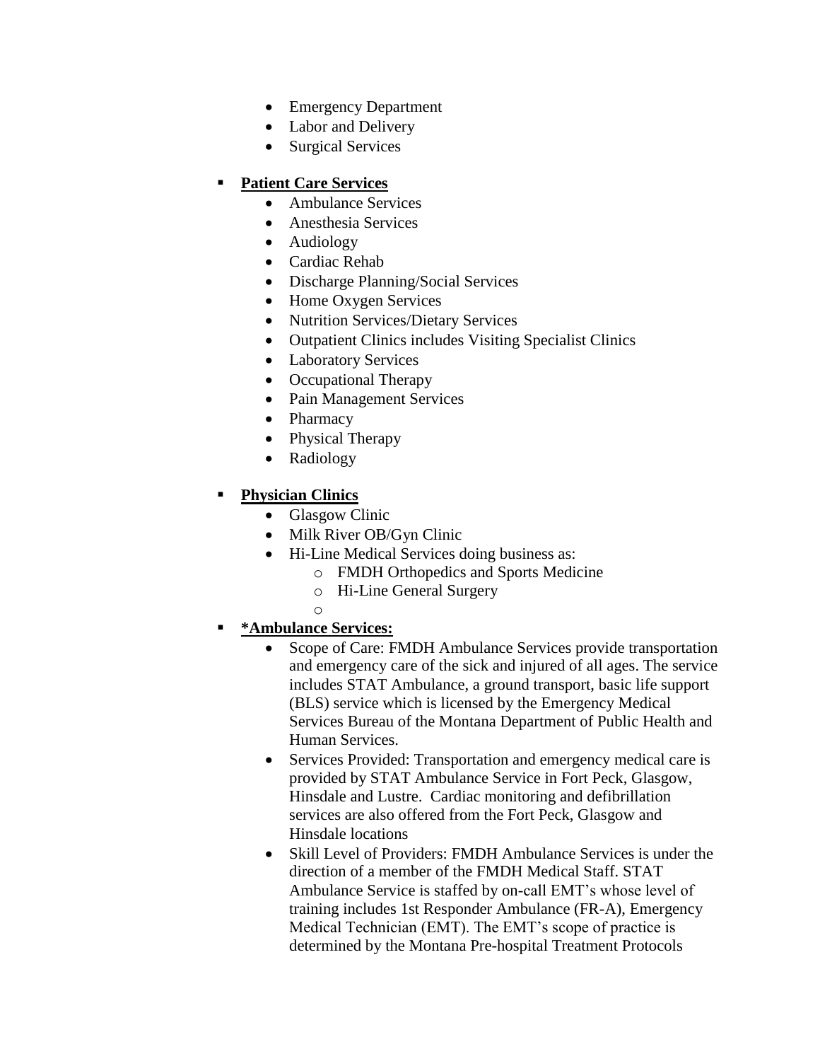- Emergency Department
- Labor and Delivery
- Surgical Services

- **<u>Patient Care Services</u>**
  - Ambulance Services
  - Anesthesia Services
  - Audiology
  - Cardiac Rehab
  - Discharge Planning/Social Services
  - Home Oxygen Services
  - Nutrition Services/Dietary Services
  - Outpatient Clinics includes Visiting Specialist Clinics
  - Laboratory Services
  - Occupational Therapy
  - Pain Management Services
  - Pharmacy
  - Physical Therapy
  - Radiology

- **<u>Physician Clinics</u>**
  - Glasgow Clinic
  - Milk River OB/Gyn Clinic
  - Hi-Line Medical Services doing business as:
    - FMDH Orthopedics and Sports Medicine
    - Hi-Line General Surgery

- **<u>*Ambulance Services:</u>**
  - Scope of Care: FMDH Ambulance Services provide transportation and emergency care of the sick and injured of all ages. The service includes STAT Ambulance, a ground transport, basic life support (BLS) service which is licensed by the Emergency Medical Services Bureau of the Montana Department of Public Health and Human Services.
  - Services Provided: Transportation and emergency medical care is provided by STAT Ambulance Service in Fort Peck, Glasgow, Hinsdale and Lustre. Cardiac monitoring and defibrillation services are also offered from the Fort Peck, Glasgow and Hinsdale locations
  - Skill Level of Providers: FMDH Ambulance Services is under the direction of a member of the FMDH Medical Staff. STAT Ambulance Service is staffed by on-call EMT's whose level of training includes 1st Responder Ambulance (FR-A), Emergency Medical Technician (EMT). The EMT's scope of practice is determined by the Montana Pre-hospital Treatment Protocols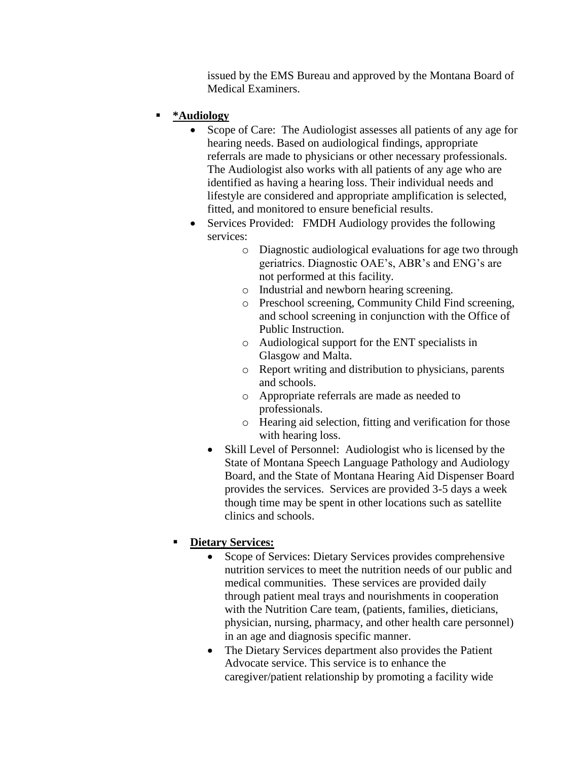issued by the EMS Bureau and approved by the Montana Board of Medical Examiners.

- ***Audiology**
  - Scope of Care: The Audiologist assesses all patients of any age for hearing needs. Based on audiological findings, appropriate referrals are made to physicians or other necessary professionals. The Audiologist also works with all patients of any age who are identified as having a hearing loss. Their individual needs and lifestyle are considered and appropriate amplification is selected, fitted, and monitored to ensure beneficial results.
  - Services Provided: FMDH Audiology provides the following services:
    - Diagnostic audiological evaluations for age two through geriatrics. Diagnostic OAE's, ABR's and ENG's are not performed at this facility.
    - Industrial and newborn hearing screening.
    - Preschool screening, Community Child Find screening, and school screening in conjunction with the Office of Public Instruction.
    - Audiological support for the ENT specialists in Glasgow and Malta.
    - Report writing and distribution to physicians, parents and schools.
    - Appropriate referrals are made as needed to professionals.
    - Hearing aid selection, fitting and verification for those with hearing loss.
  - Skill Level of Personnel: Audiologist who is licensed by the State of Montana Speech Language Pathology and Audiology Board, and the State of Montana Hearing Aid Dispenser Board provides the services. Services are provided 3-5 days a week though time may be spent in other locations such as satellite clinics and schools.

- **Dietary Services:**
  - Scope of Services: Dietary Services provides comprehensive nutrition services to meet the nutrition needs of our public and medical communities. These services are provided daily through patient meal trays and nourishments in cooperation with the Nutrition Care team, (patients, families, dieticians, physician, nursing, pharmacy, and other health care personnel) in an age and diagnosis specific manner.
  - The Dietary Services department also provides the Patient Advocate service. This service is to enhance the caregiver/patient relationship by promoting a facility wide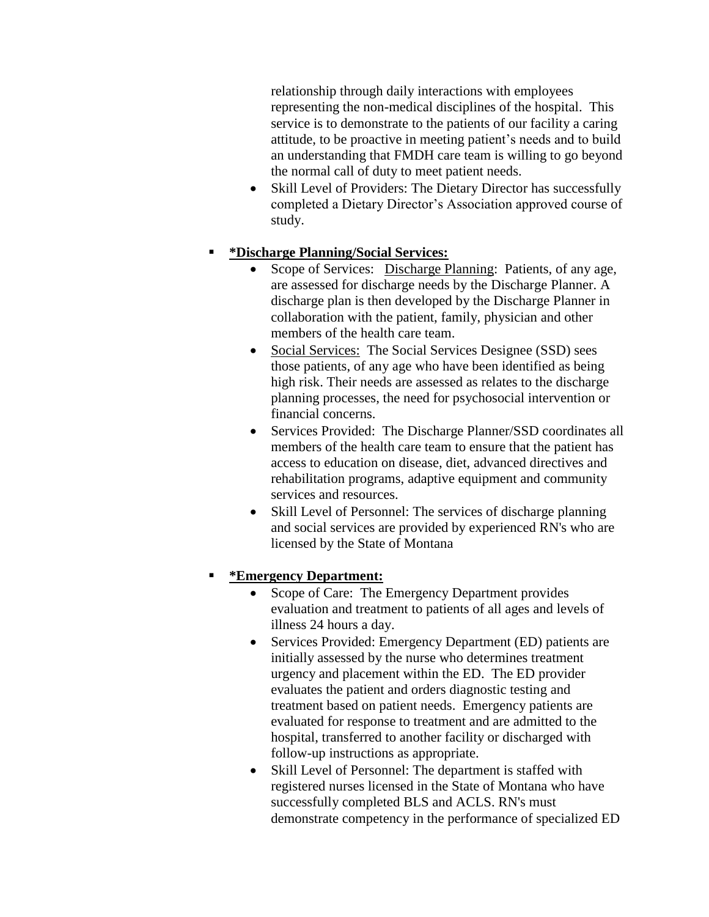relationship through daily interactions with employees representing the non-medical disciplines of the hospital. This service is to demonstrate to the patients of our facility a caring attitude, to be proactive in meeting patient's needs and to build an understanding that FMDH care team is willing to go beyond the normal call of duty to meet patient needs.

- Skill Level of Providers: The Dietary Director has successfully completed a Dietary Director's Association approved course of study.

- **<u>*Discharge Planning/Social Services:</u>**
  - Scope of Services: <u>Discharge Planning</u>: Patients, of any age, are assessed for discharge needs by the Discharge Planner. A discharge plan is then developed by the Discharge Planner in collaboration with the patient, family, physician and other members of the health care team.
  - <u>Social Services:</u> The Social Services Designee (SSD) sees those patients, of any age who have been identified as being high risk. Their needs are assessed as relates to the discharge planning processes, the need for psychosocial intervention or financial concerns.
  - Services Provided: The Discharge Planner/SSD coordinates all members of the health care team to ensure that the patient has access to education on disease, diet, advanced directives and rehabilitation programs, adaptive equipment and community services and resources.
  - Skill Level of Personnel: The services of discharge planning and social services are provided by experienced RN's who are licensed by the State of Montana

- **<u>*Emergency Department:</u>**
  - Scope of Care: The Emergency Department provides evaluation and treatment to patients of all ages and levels of illness 24 hours a day.
  - Services Provided: Emergency Department (ED) patients are initially assessed by the nurse who determines treatment urgency and placement within the ED. The ED provider evaluates the patient and orders diagnostic testing and treatment based on patient needs. Emergency patients are evaluated for response to treatment and are admitted to the hospital, transferred to another facility or discharged with follow-up instructions as appropriate.
  - Skill Level of Personnel: The department is staffed with registered nurses licensed in the State of Montana who have successfully completed BLS and ACLS. RN's must demonstrate competency in the performance of specialized ED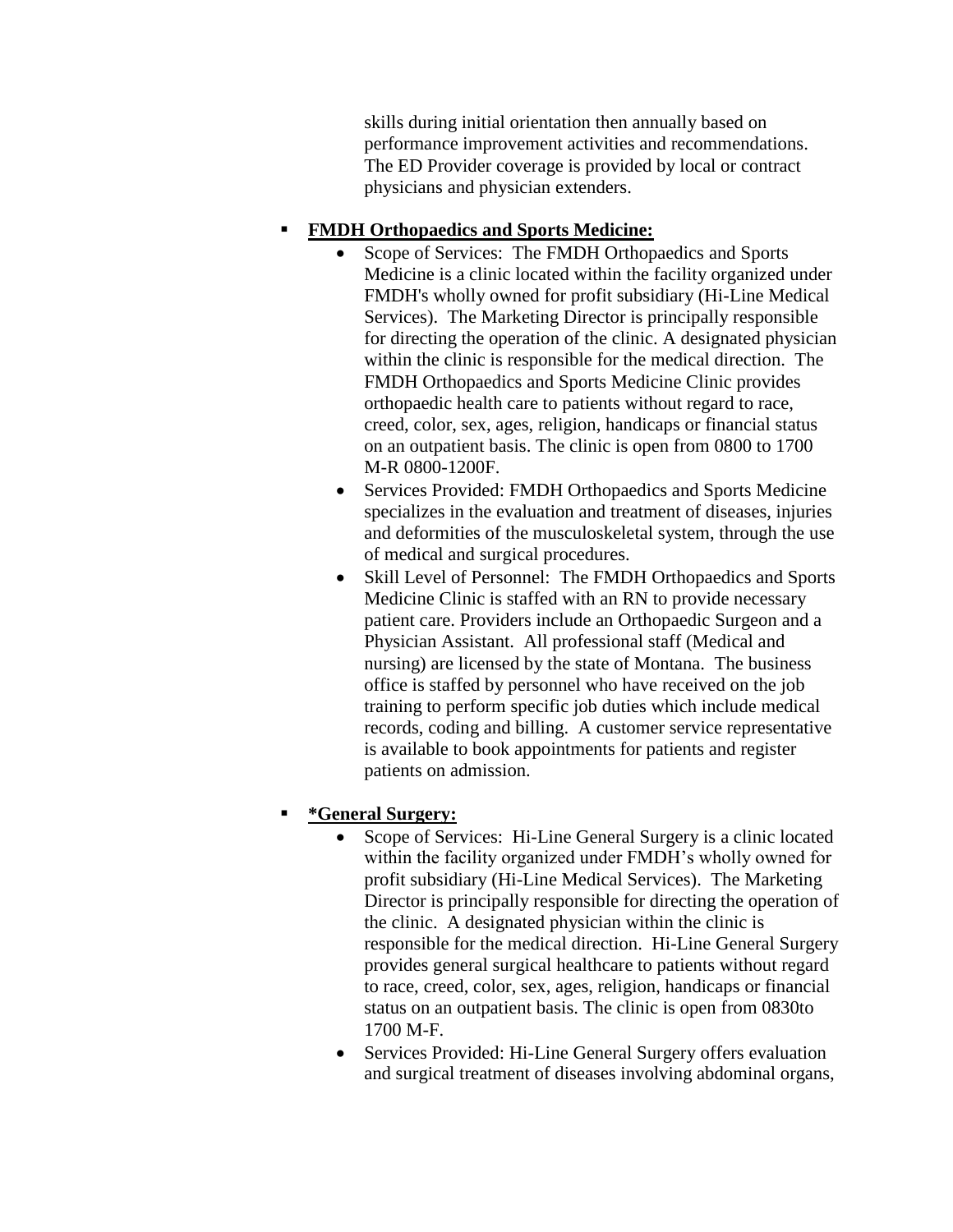skills during initial orientation then annually based on performance improvement activities and recommendations. The ED Provider coverage is provided by local or contract physicians and physician extenders.

- **FMDH Orthopaedics and Sports Medicine:**
  - Scope of Services: The FMDH Orthopaedics and Sports Medicine is a clinic located within the facility organized under FMDH's wholly owned for profit subsidiary (Hi-Line Medical Services). The Marketing Director is principally responsible for directing the operation of the clinic. A designated physician within the clinic is responsible for the medical direction. The FMDH Orthopaedics and Sports Medicine Clinic provides orthopaedic health care to patients without regard to race, creed, color, sex, ages, religion, handicaps or financial status on an outpatient basis. The clinic is open from 0800 to 1700 M-R 0800-1200F.
  - Services Provided: FMDH Orthopaedics and Sports Medicine specializes in the evaluation and treatment of diseases, injuries and deformities of the musculoskeletal system, through the use of medical and surgical procedures.
  - Skill Level of Personnel: The FMDH Orthopaedics and Sports Medicine Clinic is staffed with an RN to provide necessary patient care. Providers include an Orthopaedic Surgeon and a Physician Assistant. All professional staff (Medical and nursing) are licensed by the state of Montana. The business office is staffed by personnel who have received on the job training to perform specific job duties which include medical records, coding and billing. A customer service representative is available to book appointments for patients and register patients on admission.

- ***General Surgery:**
  - Scope of Services: Hi-Line General Surgery is a clinic located within the facility organized under FMDH's wholly owned for profit subsidiary (Hi-Line Medical Services). The Marketing Director is principally responsible for directing the operation of the clinic. A designated physician within the clinic is responsible for the medical direction. Hi-Line General Surgery provides general surgical healthcare to patients without regard to race, creed, color, sex, ages, religion, handicaps or financial status on an outpatient basis. The clinic is open from 0830to 1700 M-F.
  - Services Provided: Hi-Line General Surgery offers evaluation and surgical treatment of diseases involving abdominal organs,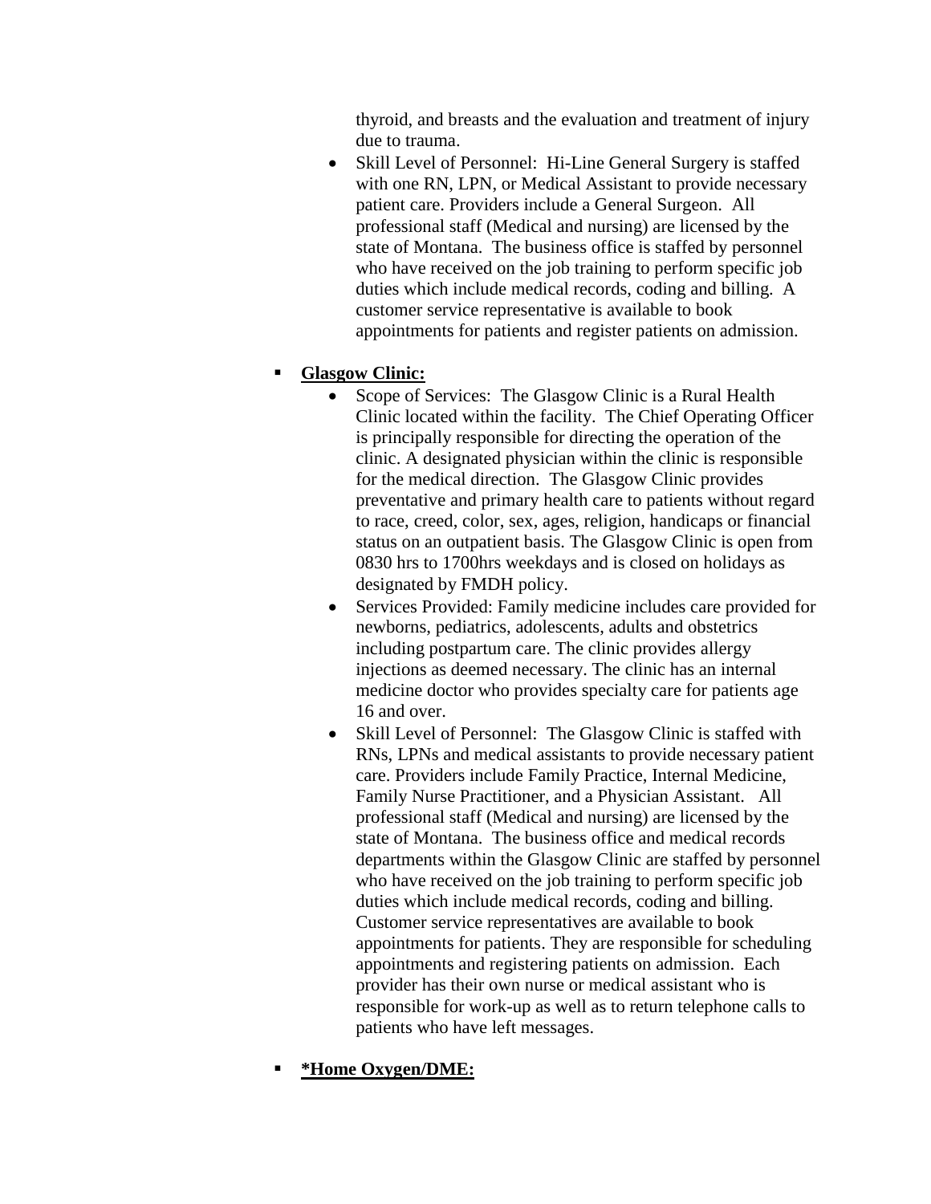thyroid, and breasts and the evaluation and treatment of injury due to trauma.

- Skill Level of Personnel: Hi-Line General Surgery is staffed with one RN, LPN, or Medical Assistant to provide necessary patient care. Providers include a General Surgeon. All professional staff (Medical and nursing) are licensed by the state of Montana. The business office is staffed by personnel who have received on the job training to perform specific job duties which include medical records, coding and billing. A customer service representative is available to book appointments for patients and register patients on admission.

- **Glasgow Clinic:**
  - Scope of Services: The Glasgow Clinic is a Rural Health Clinic located within the facility. The Chief Operating Officer is principally responsible for directing the operation of the clinic. A designated physician within the clinic is responsible for the medical direction. The Glasgow Clinic provides preventative and primary health care to patients without regard to race, creed, color, sex, ages, religion, handicaps or financial status on an outpatient basis. The Glasgow Clinic is open from 0830 hrs to 1700hrs weekdays and is closed on holidays as designated by FMDH policy.
  - Services Provided: Family medicine includes care provided for newborns, pediatrics, adolescents, adults and obstetrics including postpartum care. The clinic provides allergy injections as deemed necessary. The clinic has an internal medicine doctor who provides specialty care for patients age 16 and over.
  - Skill Level of Personnel: The Glasgow Clinic is staffed with RNs, LPNs and medical assistants to provide necessary patient care. Providers include Family Practice, Internal Medicine, Family Nurse Practitioner, and a Physician Assistant. All professional staff (Medical and nursing) are licensed by the state of Montana. The business office and medical records departments within the Glasgow Clinic are staffed by personnel who have received on the job training to perform specific job duties which include medical records, coding and billing. Customer service representatives are available to book appointments for patients. They are responsible for scheduling appointments and registering patients on admission. Each provider has their own nurse or medical assistant who is responsible for work-up as well as to return telephone calls to patients who have left messages.

- ***Home Oxygen/DME:**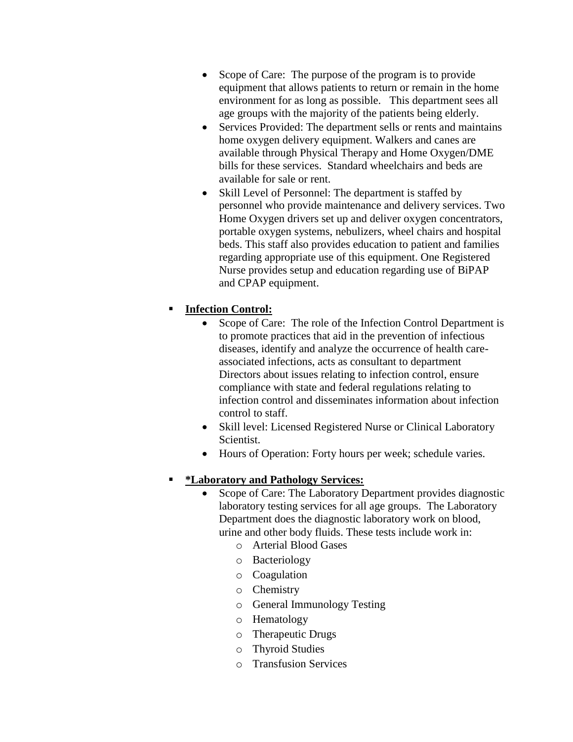- Scope of Care: The purpose of the program is to provide equipment that allows patients to return or remain in the home environment for as long as possible. This department sees all age groups with the majority of the patients being elderly.
- Services Provided: The department sells or rents and maintains home oxygen delivery equipment. Walkers and canes are available through Physical Therapy and Home Oxygen/DME bills for these services. Standard wheelchairs and beds are available for sale or rent.
- Skill Level of Personnel: The department is staffed by personnel who provide maintenance and delivery services. Two Home Oxygen drivers set up and deliver oxygen concentrators, portable oxygen systems, nebulizers, wheel chairs and hospital beds. This staff also provides education to patient and families regarding appropriate use of this equipment. One Registered Nurse provides setup and education regarding use of BiPAP and CPAP equipment.

- **<u>Infection Control:</u>**
  - Scope of Care: The role of the Infection Control Department is to promote practices that aid in the prevention of infectious diseases, identify and analyze the occurrence of health care-associated infections, acts as consultant to department Directors about issues relating to infection control, ensure compliance with state and federal regulations relating to infection control and disseminates information about infection control to staff.
  - Skill level: Licensed Registered Nurse or Clinical Laboratory Scientist.
  - Hours of Operation: Forty hours per week; schedule varies.

- **<u>*Laboratory and Pathology Services:</u>**
  - Scope of Care: The Laboratory Department provides diagnostic laboratory testing services for all age groups. The Laboratory Department does the diagnostic laboratory work on blood, urine and other body fluids. These tests include work in:
    - Arterial Blood Gases
    - Bacteriology
    - Coagulation
    - Chemistry
    - General Immunology Testing
    - Hematology
    - Therapeutic Drugs
    - Thyroid Studies
    - Transfusion Services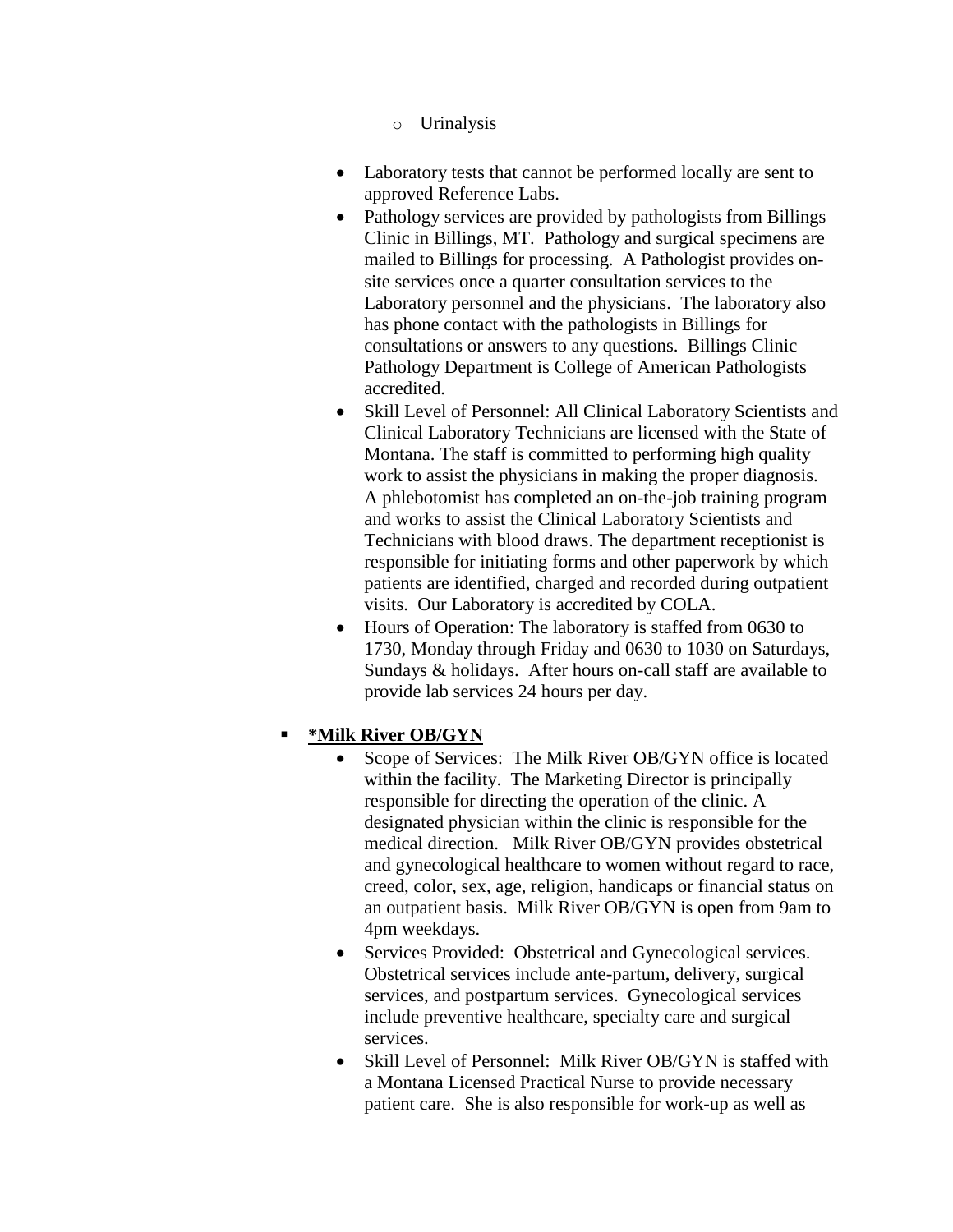- Urinalysis

- Laboratory tests that cannot be performed locally are sent to approved Reference Labs.
- Pathology services are provided by pathologists from Billings Clinic in Billings, MT. Pathology and surgical specimens are mailed to Billings for processing. A Pathologist provides on-site services once a quarter consultation services to the Laboratory personnel and the physicians. The laboratory also has phone contact with the pathologists in Billings for consultations or answers to any questions. Billings Clinic Pathology Department is College of American Pathologists accredited.
- Skill Level of Personnel: All Clinical Laboratory Scientists and Clinical Laboratory Technicians are licensed with the State of Montana. The staff is committed to performing high quality work to assist the physicians in making the proper diagnosis. A phlebotomist has completed an on-the-job training program and works to assist the Clinical Laboratory Scientists and Technicians with blood draws. The department receptionist is responsible for initiating forms and other paperwork by which patients are identified, charged and recorded during outpatient visits. Our Laboratory is accredited by COLA.
- Hours of Operation: The laboratory is staffed from 0630 to 1730, Monday through Friday and 0630 to 1030 on Saturdays, Sundays & holidays. After hours on-call staff are available to provide lab services 24 hours per day.

- **<u>*Milk River OB/GYN</u>**
  - Scope of Services: The Milk River OB/GYN office is located within the facility. The Marketing Director is principally responsible for directing the operation of the clinic. A designated physician within the clinic is responsible for the medical direction. Milk River OB/GYN provides obstetrical and gynecological healthcare to women without regard to race, creed, color, sex, age, religion, handicaps or financial status on an outpatient basis. Milk River OB/GYN is open from 9am to 4pm weekdays.
  - Services Provided: Obstetrical and Gynecological services. Obstetrical services include ante-partum, delivery, surgical services, and postpartum services. Gynecological services include preventive healthcare, specialty care and surgical services.
  - Skill Level of Personnel: Milk River OB/GYN is staffed with a Montana Licensed Practical Nurse to provide necessary patient care. She is also responsible for work-up as well as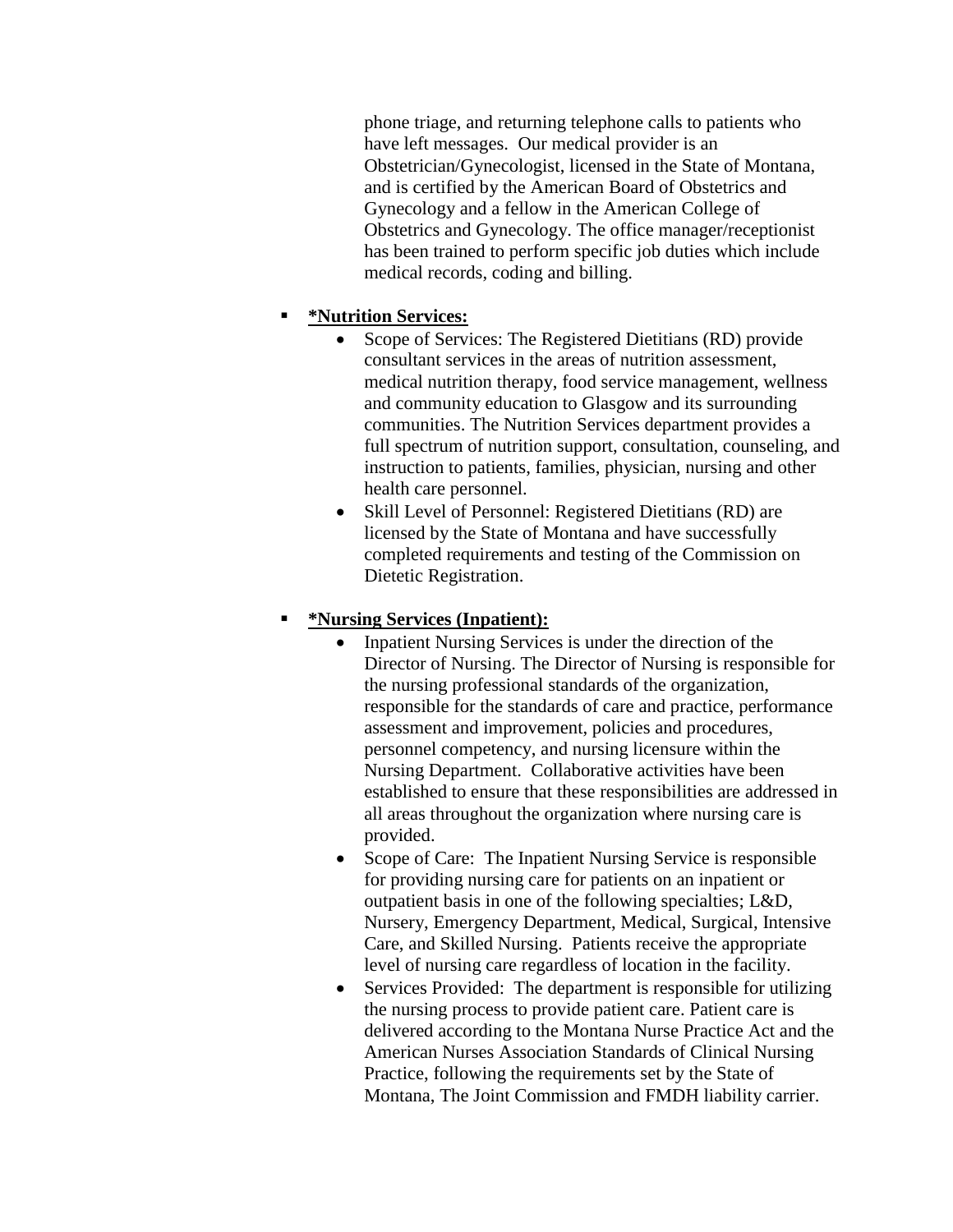phone triage, and returning telephone calls to patients who have left messages. Our medical provider is an Obstetrician/Gynecologist, licensed in the State of Montana, and is certified by the American Board of Obstetrics and Gynecology and a fellow in the American College of Obstetrics and Gynecology. The office manager/receptionist has been trained to perform specific job duties which include medical records, coding and billing.

- **<u>*Nutrition Services:</u>**
  - Scope of Services: The Registered Dietitians (RD) provide consultant services in the areas of nutrition assessment, medical nutrition therapy, food service management, wellness and community education to Glasgow and its surrounding communities. The Nutrition Services department provides a full spectrum of nutrition support, consultation, counseling, and instruction to patients, families, physician, nursing and other health care personnel.
  - Skill Level of Personnel: Registered Dietitians (RD) are licensed by the State of Montana and have successfully completed requirements and testing of the Commission on Dietetic Registration.

- **<u>*Nursing Services (Inpatient):</u>**
  - Inpatient Nursing Services is under the direction of the Director of Nursing. The Director of Nursing is responsible for the nursing professional standards of the organization, responsible for the standards of care and practice, performance assessment and improvement, policies and procedures, personnel competency, and nursing licensure within the Nursing Department. Collaborative activities have been established to ensure that these responsibilities are addressed in all areas throughout the organization where nursing care is provided.
  - Scope of Care: The Inpatient Nursing Service is responsible for providing nursing care for patients on an inpatient or outpatient basis in one of the following specialties; L&D, Nursery, Emergency Department, Medical, Surgical, Intensive Care, and Skilled Nursing. Patients receive the appropriate level of nursing care regardless of location in the facility.
  - Services Provided: The department is responsible for utilizing the nursing process to provide patient care. Patient care is delivered according to the Montana Nurse Practice Act and the American Nurses Association Standards of Clinical Nursing Practice, following the requirements set by the State of Montana, The Joint Commission and FMDH liability carrier.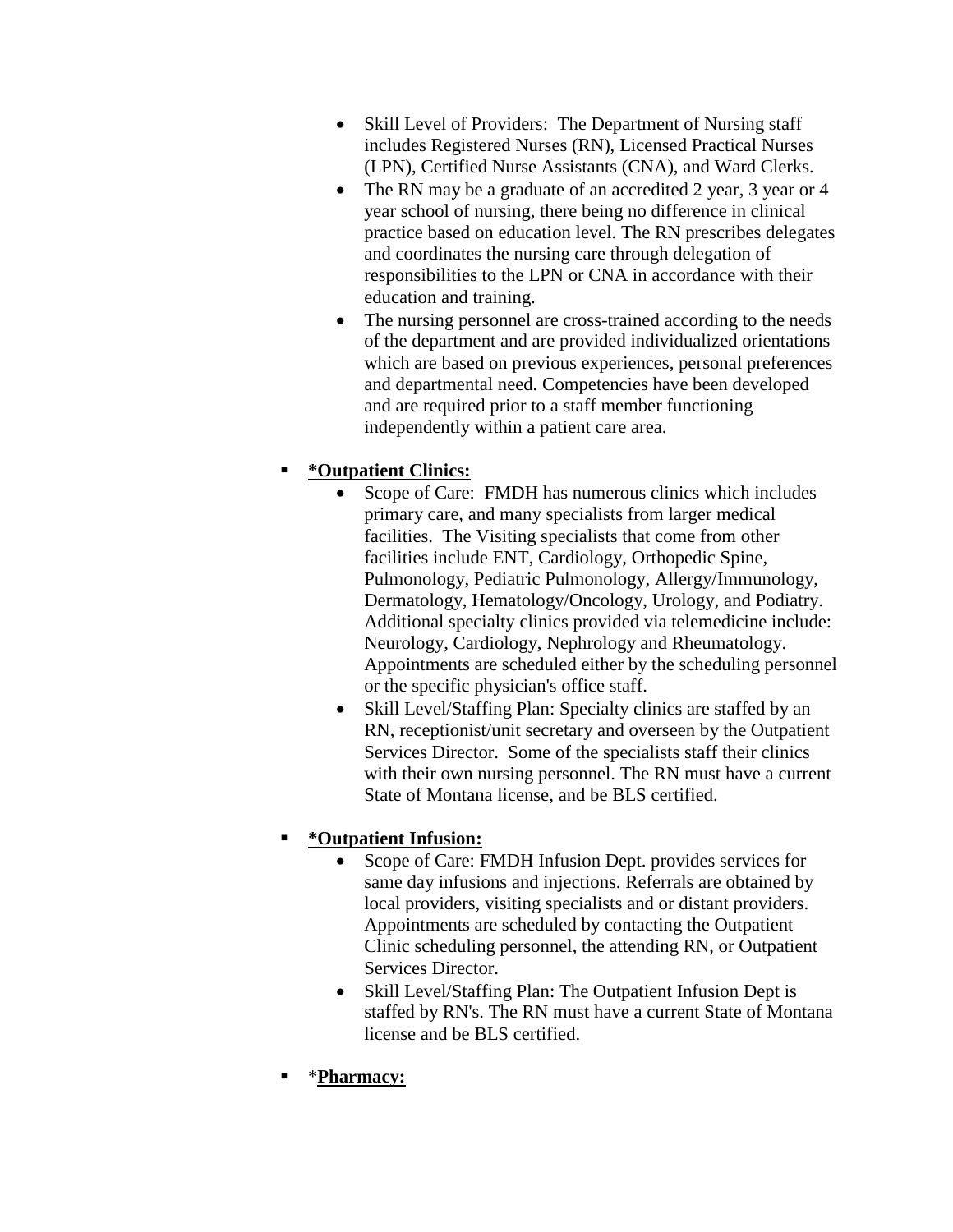- Skill Level of Providers: The Department of Nursing staff includes Registered Nurses (RN), Licensed Practical Nurses (LPN), Certified Nurse Assistants (CNA), and Ward Clerks.
- The RN may be a graduate of an accredited 2 year, 3 year or 4 year school of nursing, there being no difference in clinical practice based on education level. The RN prescribes delegates and coordinates the nursing care through delegation of responsibilities to the LPN or CNA in accordance with their education and training.
- The nursing personnel are cross-trained according to the needs of the department and are provided individualized orientations which are based on previous experiences, personal preferences and departmental need. Competencies have been developed and are required prior to a staff member functioning independently within a patient care area.

- **<u>*Outpatient Clinics:</u>**
  - Scope of Care: FMDH has numerous clinics which includes primary care, and many specialists from larger medical facilities. The Visiting specialists that come from other facilities include ENT, Cardiology, Orthopedic Spine, Pulmonology, Pediatric Pulmonology, Allergy/Immunology, Dermatology, Hematology/Oncology, Urology, and Podiatry. Additional specialty clinics provided via telemedicine include: Neurology, Cardiology, Nephrology and Rheumatology. Appointments are scheduled either by the scheduling personnel or the specific physician's office staff.
  - Skill Level/Staffing Plan: Specialty clinics are staffed by an RN, receptionist/unit secretary and overseen by the Outpatient Services Director. Some of the specialists staff their clinics with their own nursing personnel. The RN must have a current State of Montana license, and be BLS certified.

- **<u>*Outpatient Infusion:</u>**
  - Scope of Care: FMDH Infusion Dept. provides services for same day infusions and injections. Referrals are obtained by local providers, visiting specialists and or distant providers. Appointments are scheduled by contacting the Outpatient Clinic scheduling personnel, the attending RN, or Outpatient Services Director.
  - Skill Level/Staffing Plan: The Outpatient Infusion Dept is staffed by RN's. The RN must have a current State of Montana license and be BLS certified.

- *<u>**Pharmacy:**</u>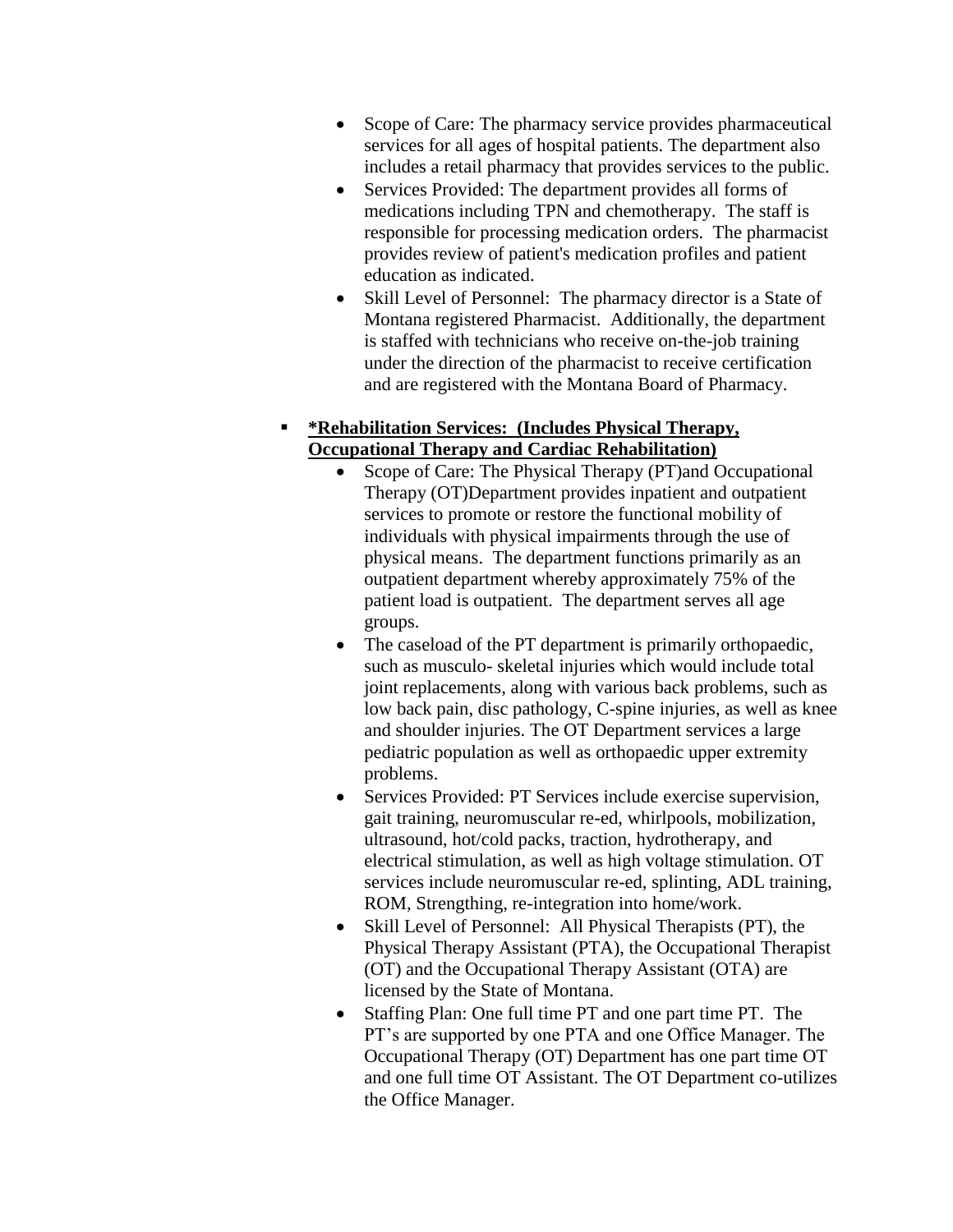- Scope of Care: The pharmacy service provides pharmaceutical services for all ages of hospital patients. The department also includes a retail pharmacy that provides services to the public.
- Services Provided: The department provides all forms of medications including TPN and chemotherapy. The staff is responsible for processing medication orders. The pharmacist provides review of patient's medication profiles and patient education as indicated.
- Skill Level of Personnel: The pharmacy director is a State of Montana registered Pharmacist. Additionally, the department is staffed with technicians who receive on-the-job training under the direction of the pharmacist to receive certification and are registered with the Montana Board of Pharmacy.

- **<u>*Rehabilitation Services: (Includes Physical Therapy, Occupational Therapy and Cardiac Rehabilitation)</u>**
  - Scope of Care: The Physical Therapy (PT)and Occupational Therapy (OT)Department provides inpatient and outpatient services to promote or restore the functional mobility of individuals with physical impairments through the use of physical means. The department functions primarily as an outpatient department whereby approximately 75% of the patient load is outpatient. The department serves all age groups.
  - The caseload of the PT department is primarily orthopaedic, such as musculo- skeletal injuries which would include total joint replacements, along with various back problems, such as low back pain, disc pathology, C-spine injuries, as well as knee and shoulder injuries. The OT Department services a large pediatric population as well as orthopaedic upper extremity problems.
  - Services Provided: PT Services include exercise supervision, gait training, neuromuscular re-ed, whirlpools, mobilization, ultrasound, hot/cold packs, traction, hydrotherapy, and electrical stimulation, as well as high voltage stimulation. OT services include neuromuscular re-ed, splinting, ADL training, ROM, Strengthing, re-integration into home/work.
  - Skill Level of Personnel: All Physical Therapists (PT), the Physical Therapy Assistant (PTA), the Occupational Therapist (OT) and the Occupational Therapy Assistant (OTA) are licensed by the State of Montana.
  - Staffing Plan: One full time PT and one part time PT. The PT's are supported by one PTA and one Office Manager. The Occupational Therapy (OT) Department has one part time OT and one full time OT Assistant. The OT Department co-utilizes the Office Manager.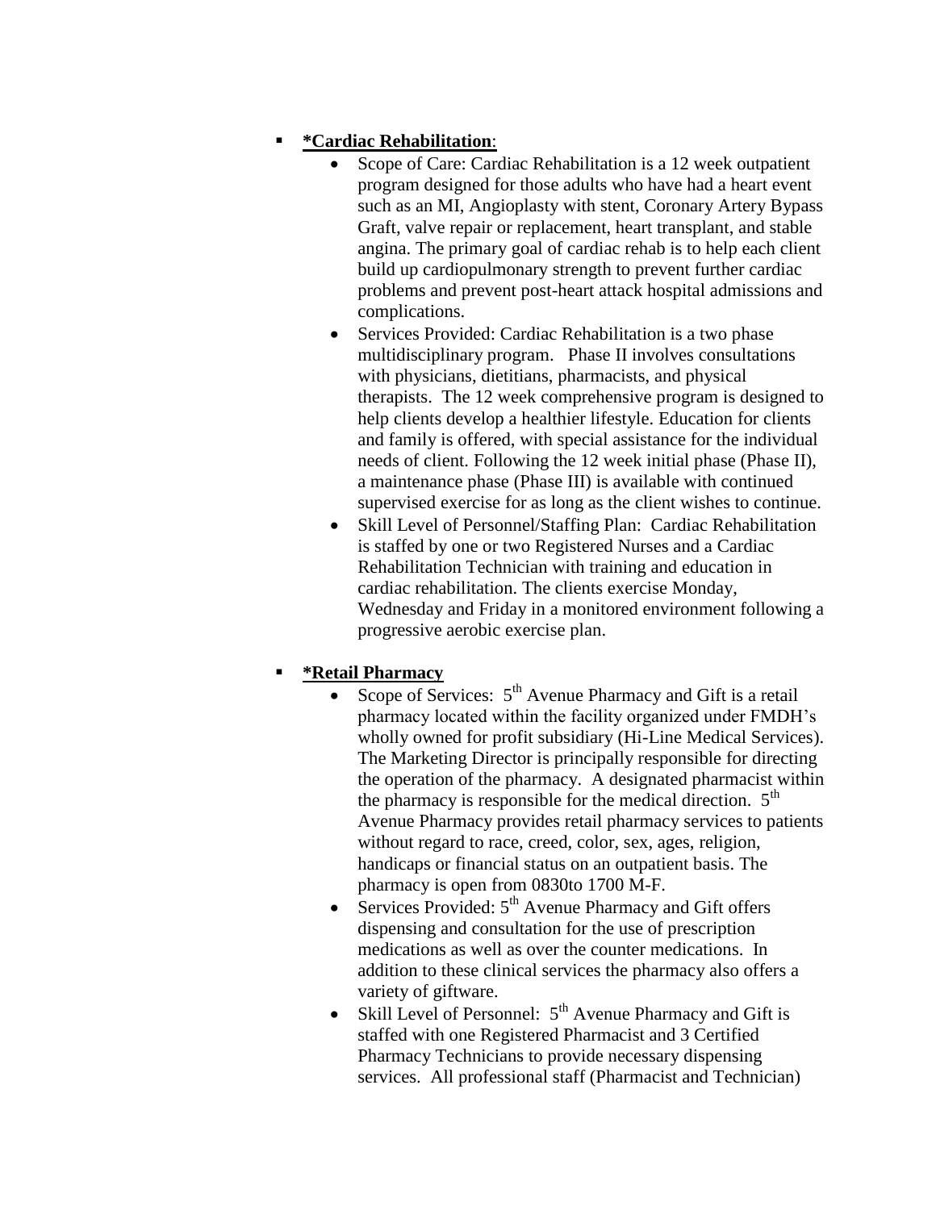- **<u>*Cardiac Rehabilitation</u>**:
    - Scope of Care: Cardiac Rehabilitation is a 12 week outpatient program designed for those adults who have had a heart event such as an MI, Angioplasty with stent, Coronary Artery Bypass Graft, valve repair or replacement, heart transplant, and stable angina. The primary goal of cardiac rehab is to help each client build up cardiopulmonary strength to prevent further cardiac problems and prevent post-heart attack hospital admissions and complications.
    - Services Provided: Cardiac Rehabilitation is a two phase multidisciplinary program. Phase II involves consultations with physicians, dietitians, pharmacists, and physical therapists. The 12 week comprehensive program is designed to help clients develop a healthier lifestyle. Education for clients and family is offered, with special assistance for the individual needs of client. Following the 12 week initial phase (Phase II), a maintenance phase (Phase III) is available with continued supervised exercise for as long as the client wishes to continue.
    - Skill Level of Personnel/Staffing Plan: Cardiac Rehabilitation is staffed by one or two Registered Nurses and a Cardiac Rehabilitation Technician with training and education in cardiac rehabilitation. The clients exercise Monday, Wednesday and Friday in a monitored environment following a progressive aerobic exercise plan.

- **<u>*Retail Pharmacy</u>**
    - Scope of Services: 5th Avenue Pharmacy and Gift is a retail pharmacy located within the facility organized under FMDH's wholly owned for profit subsidiary (Hi-Line Medical Services). The Marketing Director is principally responsible for directing the operation of the pharmacy. A designated pharmacist within the pharmacy is responsible for the medical direction. 5th Avenue Pharmacy provides retail pharmacy services to patients without regard to race, creed, color, sex, ages, religion, handicaps or financial status on an outpatient basis. The pharmacy is open from 0830to 1700 M-F.
    - Services Provided: 5th Avenue Pharmacy and Gift offers dispensing and consultation for the use of prescription medications as well as over the counter medications. In addition to these clinical services the pharmacy also offers a variety of giftware.
    - Skill Level of Personnel: 5th Avenue Pharmacy and Gift is staffed with one Registered Pharmacist and 3 Certified Pharmacy Technicians to provide necessary dispensing services. All professional staff (Pharmacist and Technician)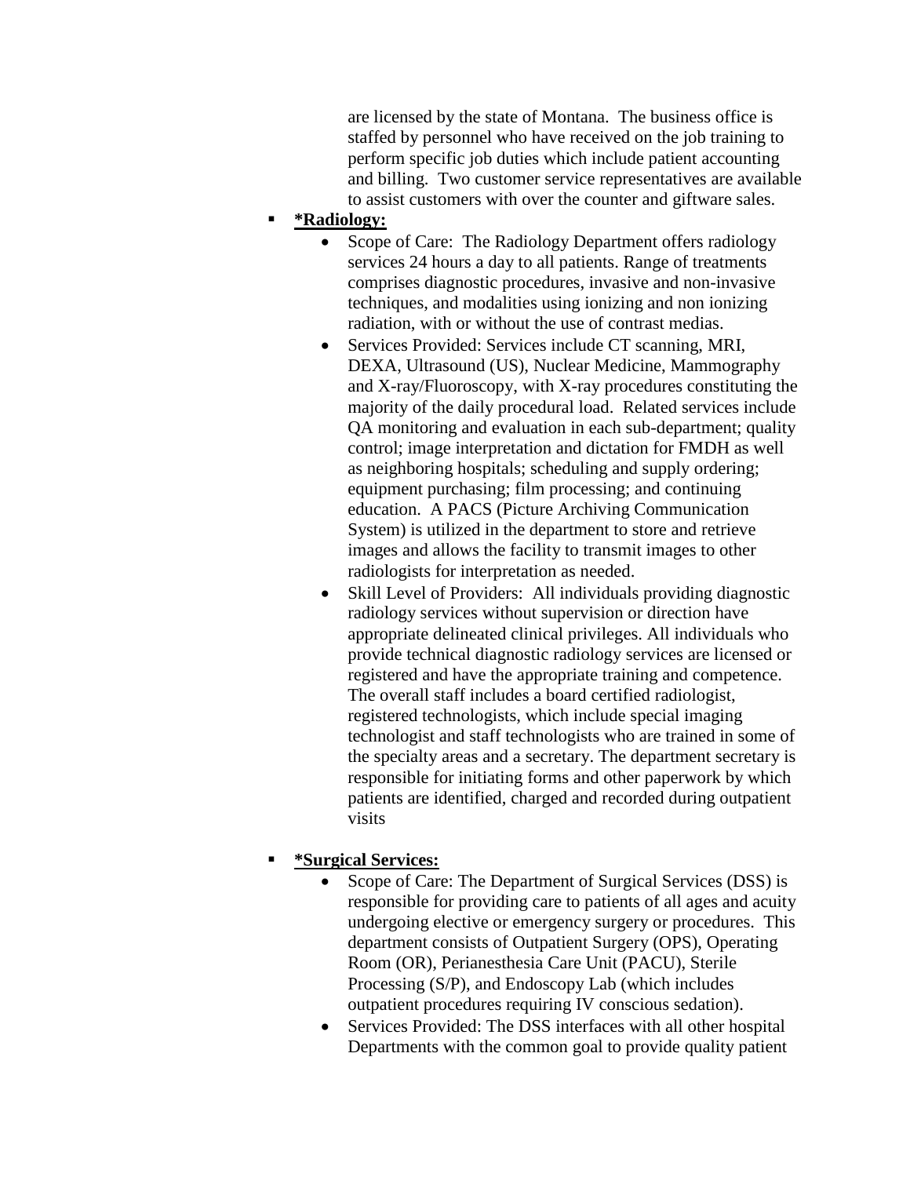are licensed by the state of Montana. The business office is staffed by personnel who have received on the job training to perform specific job duties which include patient accounting and billing. Two customer service representatives are available to assist customers with over the counter and giftware sales.

- **\*Radiology:**
  - Scope of Care: The Radiology Department offers radiology services 24 hours a day to all patients. Range of treatments comprises diagnostic procedures, invasive and non-invasive techniques, and modalities using ionizing and non ionizing radiation, with or without the use of contrast medias.
  - Services Provided: Services include CT scanning, MRI, DEXA, Ultrasound (US), Nuclear Medicine, Mammography and X-ray/Fluoroscopy, with X-ray procedures constituting the majority of the daily procedural load. Related services include QA monitoring and evaluation in each sub-department; quality control; image interpretation and dictation for FMDH as well as neighboring hospitals; scheduling and supply ordering; equipment purchasing; film processing; and continuing education. A PACS (Picture Archiving Communication System) is utilized in the department to store and retrieve images and allows the facility to transmit images to other radiologists for interpretation as needed.
  - Skill Level of Providers: All individuals providing diagnostic radiology services without supervision or direction have appropriate delineated clinical privileges. All individuals who provide technical diagnostic radiology services are licensed or registered and have the appropriate training and competence. The overall staff includes a board certified radiologist, registered technologists, which include special imaging technologist and staff technologists who are trained in some of the specialty areas and a secretary. The department secretary is responsible for initiating forms and other paperwork by which patients are identified, charged and recorded during outpatient visits

- **\*Surgical Services:**
  - Scope of Care: The Department of Surgical Services (DSS) is responsible for providing care to patients of all ages and acuity undergoing elective or emergency surgery or procedures. This department consists of Outpatient Surgery (OPS), Operating Room (OR), Perianesthesia Care Unit (PACU), Sterile Processing (S/P), and Endoscopy Lab (which includes outpatient procedures requiring IV conscious sedation).
  - Services Provided: The DSS interfaces with all other hospital Departments with the common goal to provide quality patient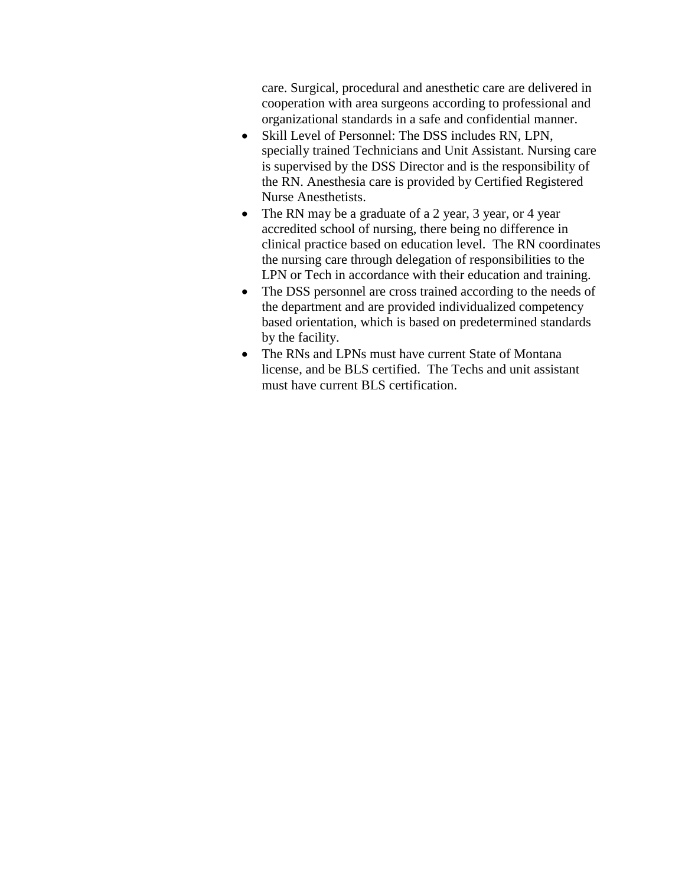care. Surgical, procedural and anesthetic care are delivered in cooperation with area surgeons according to professional and organizational standards in a safe and confidential manner.

- Skill Level of Personnel: The DSS includes RN, LPN, specially trained Technicians and Unit Assistant. Nursing care is supervised by the DSS Director and is the responsibility of the RN. Anesthesia care is provided by Certified Registered Nurse Anesthetists.
- The RN may be a graduate of a 2 year, 3 year, or 4 year accredited school of nursing, there being no difference in clinical practice based on education level. The RN coordinates the nursing care through delegation of responsibilities to the LPN or Tech in accordance with their education and training.
- The DSS personnel are cross trained according to the needs of the department and are provided individualized competency based orientation, which is based on predetermined standards by the facility.
- The RNs and LPNs must have current State of Montana license, and be BLS certified. The Techs and unit assistant must have current BLS certification.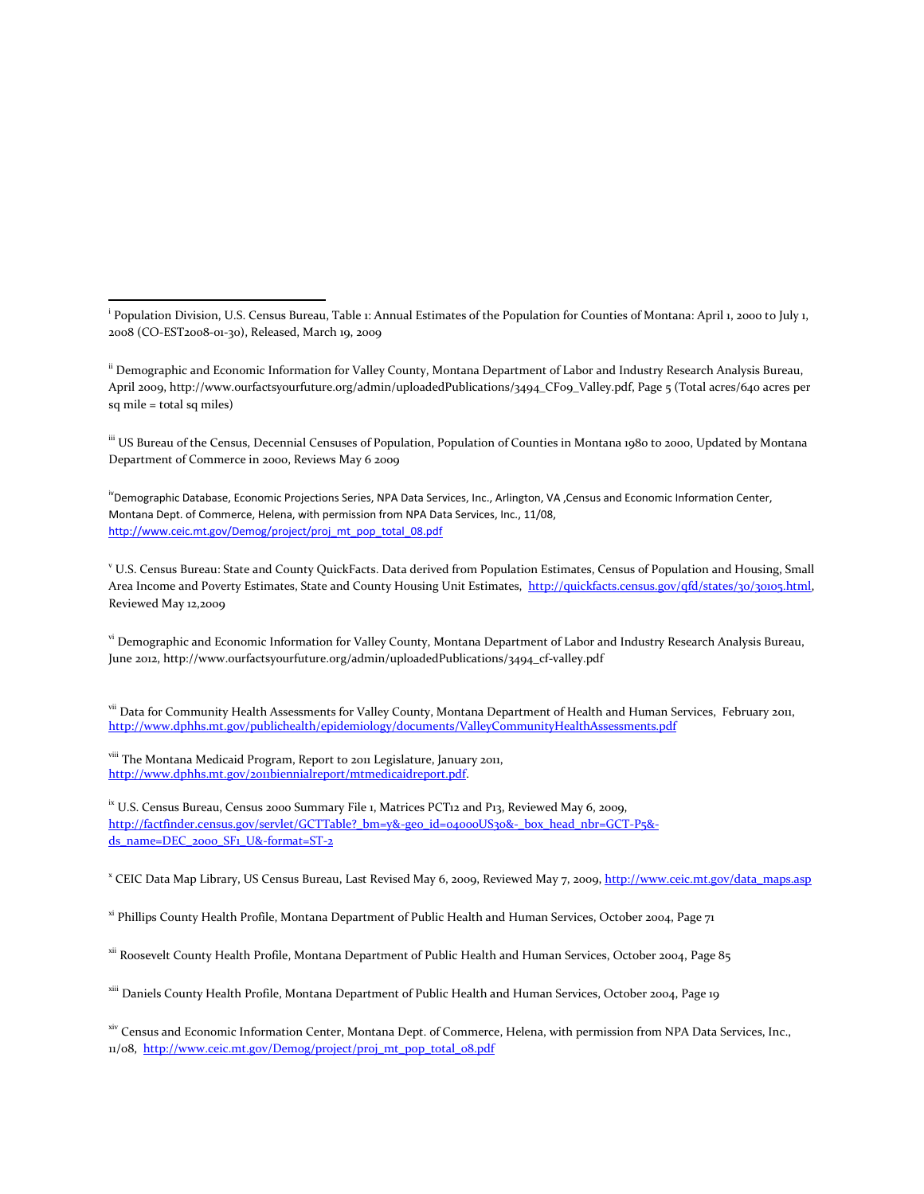---

[i] Population Division, U.S. Census Bureau, Table 1: Annual Estimates of the Population for Counties of Montana: April 1, 2000 to July 1, 2008 (CO-EST2008-01-30), Released, March 19, 2009

[ii] Demographic and Economic Information for Valley County, Montana Department of Labor and Industry Research Analysis Bureau, April 2009, http://www.ourfactsyourfuture.org/admin/uploadedPublications/3494_CF09_Valley.pdf, Page 5 (Total acres/640 acres per sq mile = total sq miles)

[iii] US Bureau of the Census, Decennial Censuses of Population, Population of Counties in Montana 1980 to 2000, Updated by Montana Department of Commerce in 2000, Reviews May 6 2009

[iv] Demographic Database, Economic Projections Series, NPA Data Services, Inc., Arlington, VA ,Census and Economic Information Center, Montana Dept. of Commerce, Helena, with permission from NPA Data Services, Inc., 11/08, http://www.ceic.mt.gov/Demog/project/proj_mt_pop_total_08.pdf

[v] U.S. Census Bureau: State and County QuickFacts. Data derived from Population Estimates, Census of Population and Housing, Small Area Income and Poverty Estimates, State and County Housing Unit Estimates, http://quickfacts.census.gov/qfd/states/30/30105.html, Reviewed May 12,2009

[vi] Demographic and Economic Information for Valley County, Montana Department of Labor and Industry Research Analysis Bureau, June 2012, http://www.ourfactsyourfuture.org/admin/uploadedPublications/3494_cf-valley.pdf

[vii] Data for Community Health Assessments for Valley County, Montana Department of Health and Human Services, February 2011, http://www.dphhs.mt.gov/publichealth/epidemiology/documents/ValleyCommunityHealthAssessments.pdf

[viii] The Montana Medicaid Program, Report to 2011 Legislature, January 2011, http://www.dphhs.mt.gov/2011biennialreport/mtmedicaidreport.pdf.

[ix] U.S. Census Bureau, Census 2000 Summary File 1, Matrices PCT12 and P13, Reviewed May 6, 2009, http://factfinder.census.gov/servlet/GCTTable?_bm=y&-geo_id=04000US30&-_box_head_nbr=GCT-P5&-ds_name=DEC_2000_SF1_U&-format=ST-2

[x] CEIC Data Map Library, US Census Bureau, Last Revised May 6, 2009, Reviewed May 7, 2009, http://www.ceic.mt.gov/data_maps.asp

[xi] Phillips County Health Profile, Montana Department of Public Health and Human Services, October 2004, Page 71

[xii] Roosevelt County Health Profile, Montana Department of Public Health and Human Services, October 2004, Page 85

[xiii] Daniels County Health Profile, Montana Department of Public Health and Human Services, October 2004, Page 19

[xiv] Census and Economic Information Center, Montana Dept. of Commerce, Helena, with permission from NPA Data Services, Inc., 11/08, http://www.ceic.mt.gov/Demog/project/proj_mt_pop_total_08.pdf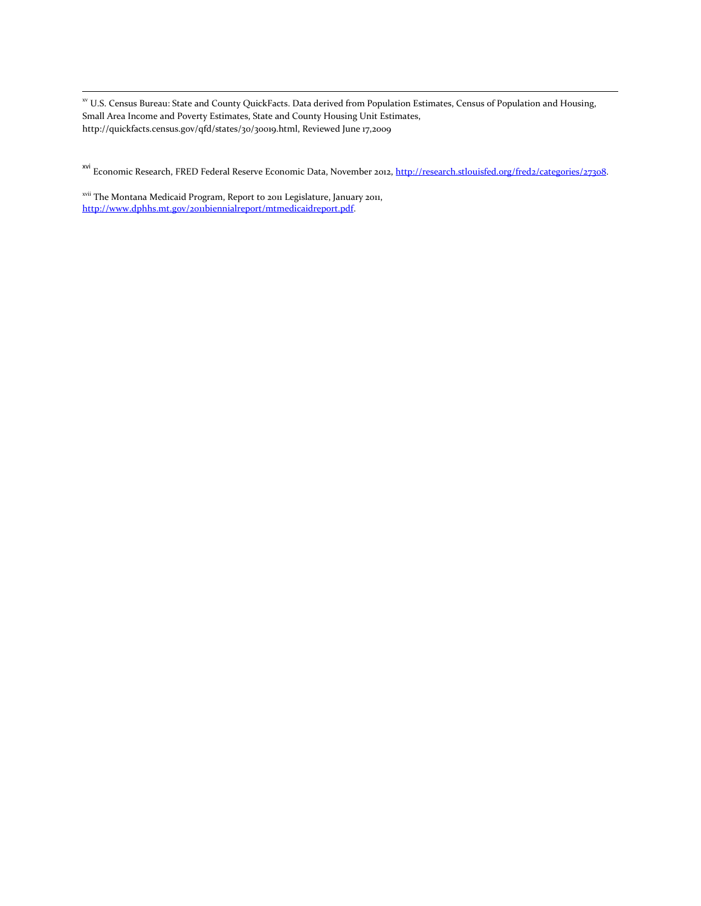[xv] U.S. Census Bureau: State and County QuickFacts. Data derived from Population Estimates, Census of Population and Housing, Small Area Income and Poverty Estimates, State and County Housing Unit Estimates, http://quickfacts.census.gov/qfd/states/30/30019.html, Reviewed June 17,2009

[xvi] Economic Research, FRED Federal Reserve Economic Data, November 2012, http://research.stlouisfed.org/fred2/categories/27308.

[xvii] The Montana Medicaid Program, Report to 2011 Legislature, January 2011, http://www.dphhs.mt.gov/2011biennialreport/mtmedicaidreport.pdf.